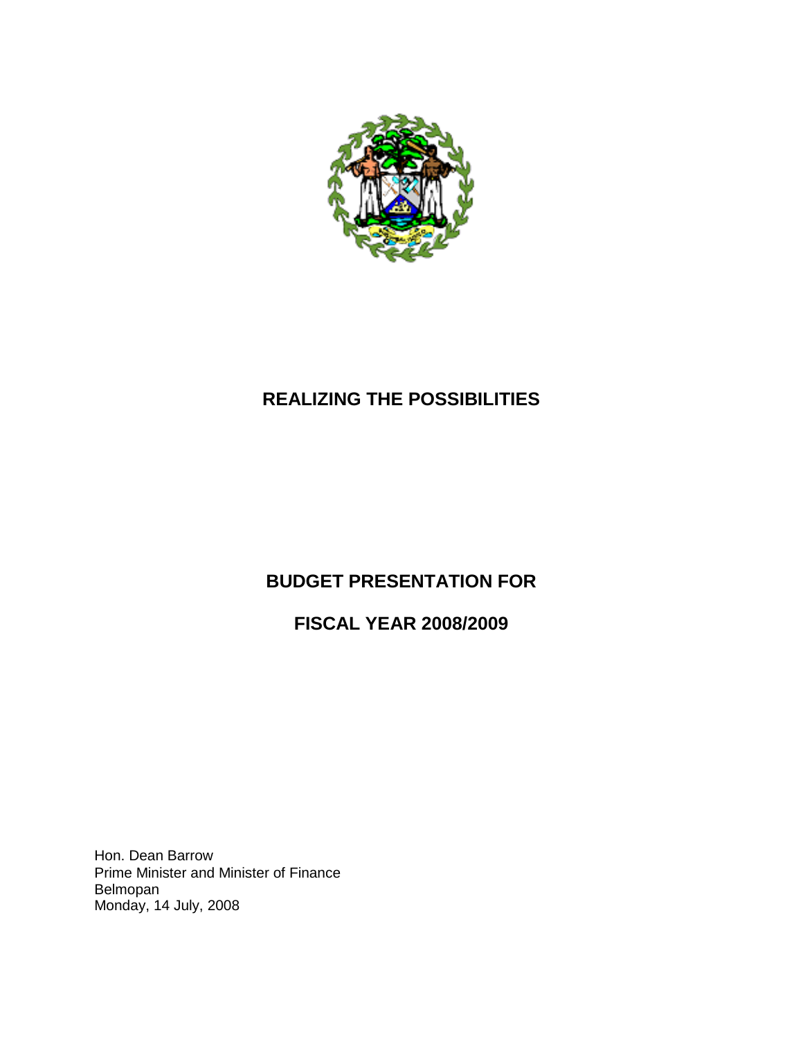# REALIZING THE POSSIBILITIES

## BUDGET PRESENTATION FOR

## FISCAL YEAR 2008/2009

Hon. Dean Barrow
Prime Minister and Minister of Finance
Belmopan
Monday, 14 July, 2008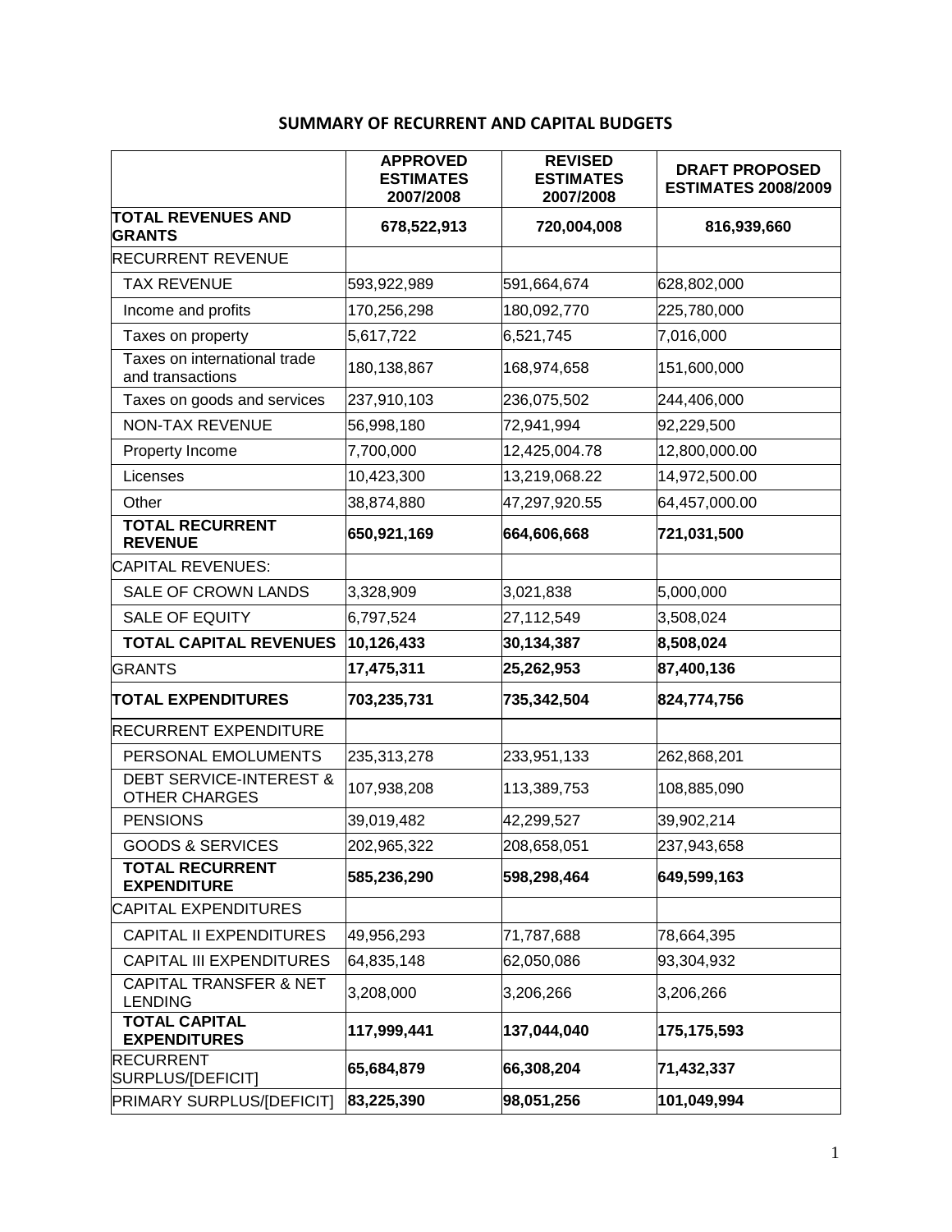## SUMMARY OF RECURRENT AND CAPITAL BUDGETS

| | APPROVED ESTIMATES 2007/2008 | REVISED ESTIMATES 2007/2008 | DRAFT PROPOSED ESTIMATES 2008/2009 |
|---|---|---|---|
| **TOTAL REVENUES AND GRANTS** | **678,522,913** | **720,004,008** | **816,939,660** |
| RECURRENT REVENUE | | | |
| TAX REVENUE | 593,922,989 | 591,664,674 | 628,802,000 |
| Income and profits | 170,256,298 | 180,092,770 | 225,780,000 |
| Taxes on property | 5,617,722 | 6,521,745 | 7,016,000 |
| Taxes on international trade and transactions | 180,138,867 | 168,974,658 | 151,600,000 |
| Taxes on goods and services | 237,910,103 | 236,075,502 | 244,406,000 |
| NON-TAX REVENUE | 56,998,180 | 72,941,994 | 92,229,500 |
| Property Income | 7,700,000 | 12,425,004.78 | 12,800,000.00 |
| Licenses | 10,423,300 | 13,219,068.22 | 14,972,500.00 |
| Other | 38,874,880 | 47,297,920.55 | 64,457,000.00 |
| **TOTAL RECURRENT REVENUE** | **650,921,169** | **664,606,668** | **721,031,500** |
| CAPITAL REVENUES: | | | |
| SALE OF CROWN LANDS | 3,328,909 | 3,021,838 | 5,000,000 |
| SALE OF EQUITY | 6,797,524 | 27,112,549 | 3,508,024 |
| **TOTAL CAPITAL REVENUES** | **10,126,433** | **30,134,387** | **8,508,024** |
| GRANTS | **17,475,311** | **25,262,953** | **87,400,136** |
| **TOTAL EXPENDITURES** | **703,235,731** | **735,342,504** | **824,774,756** |
| RECURRENT EXPENDITURE | | | |
| PERSONAL EMOLUMENTS | 235,313,278 | 233,951,133 | 262,868,201 |
| DEBT SERVICE-INTEREST & OTHER CHARGES | 107,938,208 | 113,389,753 | 108,885,090 |
| PENSIONS | 39,019,482 | 42,299,527 | 39,902,214 |
| GOODS & SERVICES | 202,965,322 | 208,658,051 | 237,943,658 |
| **TOTAL RECURRENT EXPENDITURE** | **585,236,290** | **598,298,464** | **649,599,163** |
| CAPITAL EXPENDITURES | | | |
| CAPITAL II EXPENDITURES | 49,956,293 | 71,787,688 | 78,664,395 |
| CAPITAL III EXPENDITURES | 64,835,148 | 62,050,086 | 93,304,932 |
| CAPITAL TRANSFER & NET LENDING | 3,208,000 | 3,206,266 | 3,206,266 |
| **TOTAL CAPITAL EXPENDITURES** | **117,999,441** | **137,044,040** | **175,175,593** |
| RECURRENT SURPLUS/[DEFICIT] | **65,684,879** | **66,308,204** | **71,432,337** |
| PRIMARY SURPLUS/[DEFICIT] | **83,225,390** | **98,051,256** | **101,049,994** |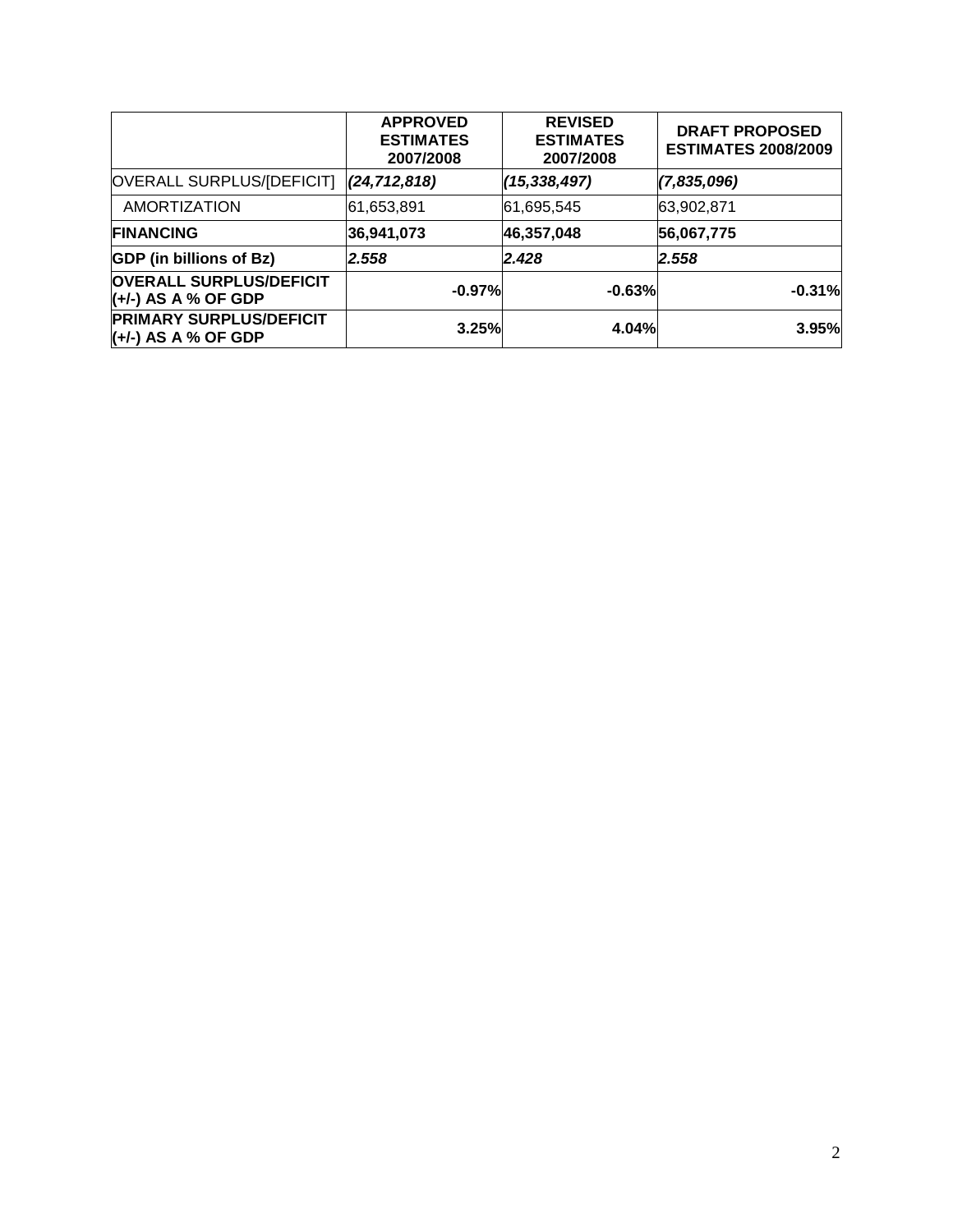| | **APPROVED ESTIMATES 2007/2008** | **REVISED ESTIMATES 2007/2008** | **DRAFT PROPOSED ESTIMATES 2008/2009** |
|---|---|---|---|
| OVERALL SURPLUS/[DEFICIT] | ***(24,712,818)*** | ***(15,338,497)*** | ***(7,835,096)*** |
| AMORTIZATION | 61,653,891 | 61,695,545 | 63,902,871 |
| **FINANCING** | **36,941,073** | **46,357,048** | **56,067,775** |
| **GDP (in billions of Bz)** | ***2.558*** | ***2.428*** | ***2.558*** |
| **OVERALL SURPLUS/DEFICIT (+/-) AS A % OF GDP** | **-0.97%** | **-0.63%** | **-0.31%** |
| **PRIMARY SURPLUS/DEFICIT (+/-) AS A % OF GDP** | **3.25%** | **4.04%** | **3.95%** |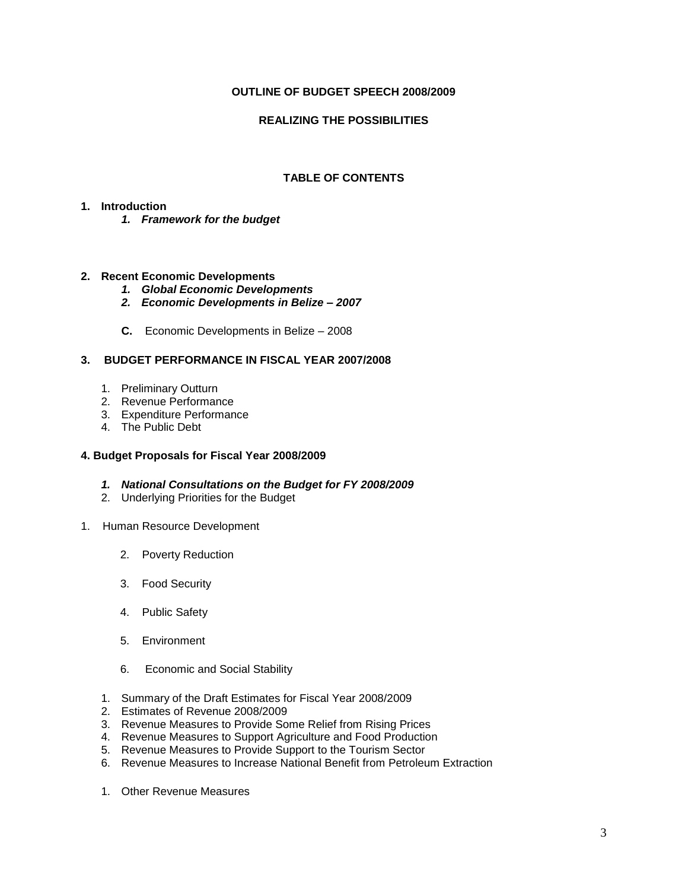**OUTLINE OF BUDGET SPEECH 2008/2009**

**REALIZING THE POSSIBILITIES**

**TABLE OF CONTENTS**

**1. Introduction**

   ***1. Framework for the budget***

**2. Recent Economic Developments**

   ***1. Global Economic Developments***
   ***2. Economic Developments in Belize – 2007***

   **C.** Economic Developments in Belize – 2008

**3. BUDGET PERFORMANCE IN FISCAL YEAR 2007/2008**

1. Preliminary Outturn
2. Revenue Performance
3. Expenditure Performance
4. The Public Debt

**4. Budget Proposals for Fiscal Year 2008/2009**

***1. National Consultations on the Budget for FY 2008/2009***
2. Underlying Priorities for the Budget

1. Human Resource Development

   2. Poverty Reduction

   3. Food Security

   4. Public Safety

   5. Environment

   6. Economic and Social Stability

1. Summary of the Draft Estimates for Fiscal Year 2008/2009
2. Estimates of Revenue 2008/2009
3. Revenue Measures to Provide Some Relief from Rising Prices
4. Revenue Measures to Support Agriculture and Food Production
5. Revenue Measures to Provide Support to the Tourism Sector
6. Revenue Measures to Increase National Benefit from Petroleum Extraction

1. Other Revenue Measures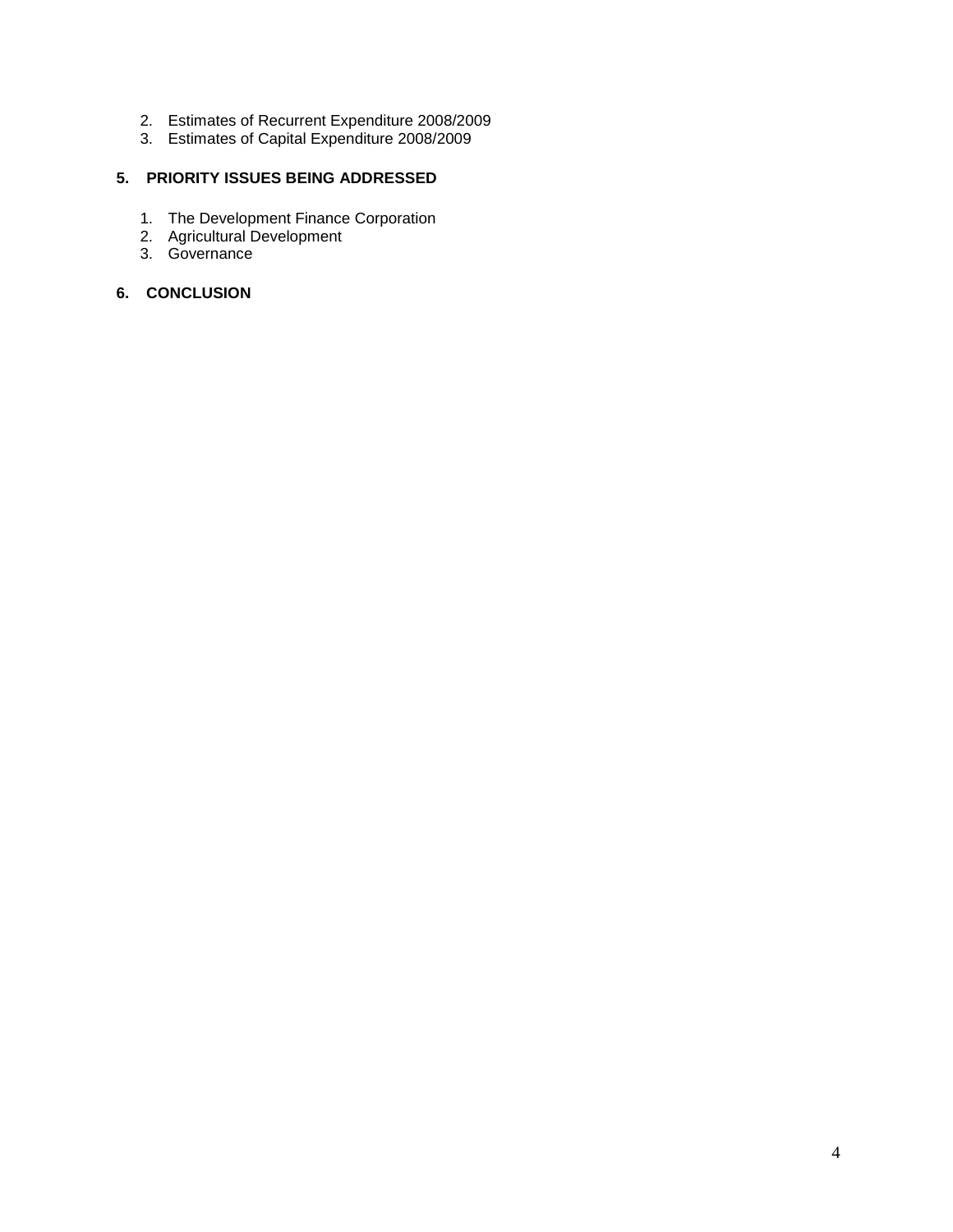2. Estimates of Recurrent Expenditure 2008/2009
3. Estimates of Capital Expenditure 2008/2009

## 5. PRIORITY ISSUES BEING ADDRESSED

1. The Development Finance Corporation
2. Agricultural Development
3. Governance

## 6. CONCLUSION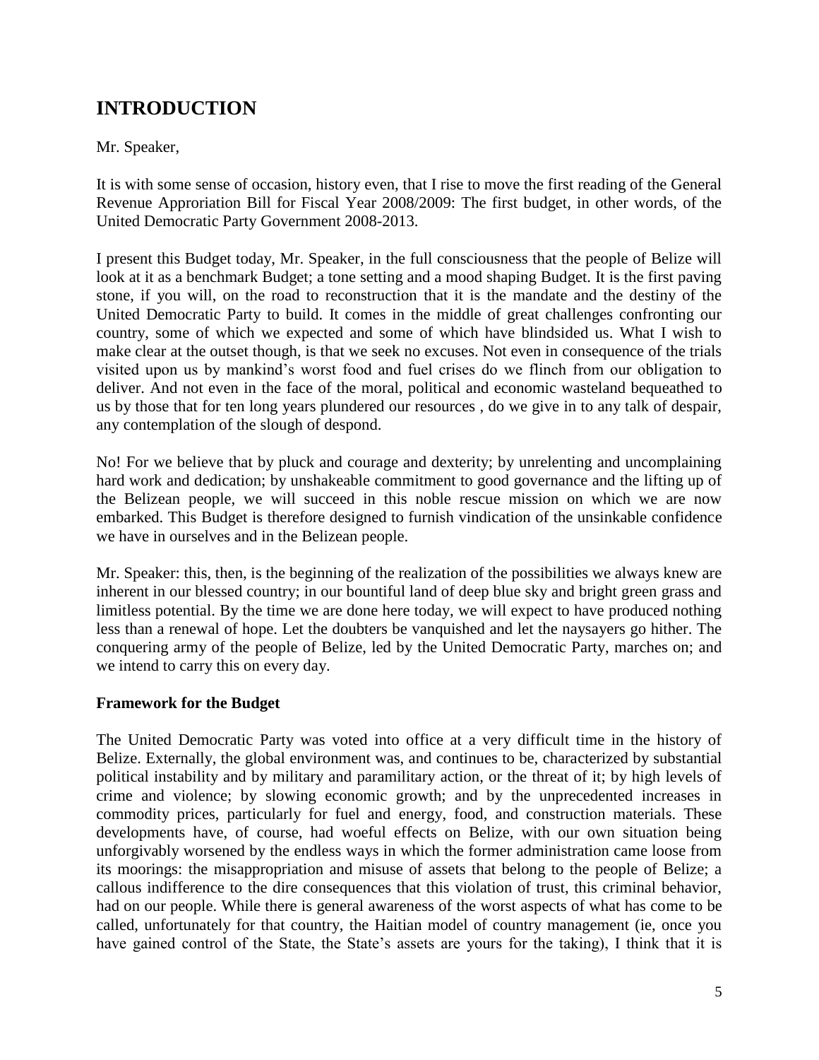# INTRODUCTION

Mr. Speaker,

It is with some sense of occasion, history even, that I rise to move the first reading of the General Revenue Approriation Bill for Fiscal Year 2008/2009: The first budget, in other words, of the United Democratic Party Government 2008-2013.

I present this Budget today, Mr. Speaker, in the full consciousness that the people of Belize will look at it as a benchmark Budget; a tone setting and a mood shaping Budget. It is the first paving stone, if you will, on the road to reconstruction that it is the mandate and the destiny of the United Democratic Party to build. It comes in the middle of great challenges confronting our country, some of which we expected and some of which have blindsided us. What I wish to make clear at the outset though, is that we seek no excuses. Not even in consequence of the trials visited upon us by mankind's worst food and fuel crises do we flinch from our obligation to deliver. And not even in the face of the moral, political and economic wasteland bequeathed to us by those that for ten long years plundered our resources , do we give in to any talk of despair, any contemplation of the slough of despond.

No! For we believe that by pluck and courage and dexterity; by unrelenting and uncomplaining hard work and dedication; by unshakeable commitment to good governance and the lifting up of the Belizean people, we will succeed in this noble rescue mission on which we are now embarked. This Budget is therefore designed to furnish vindication of the unsinkable confidence we have in ourselves and in the Belizean people.

Mr. Speaker: this, then, is the beginning of the realization of the possibilities we always knew are inherent in our blessed country; in our bountiful land of deep blue sky and bright green grass and limitless potential. By the time we are done here today, we will expect to have produced nothing less than a renewal of hope. Let the doubters be vanquished and let the naysayers go hither. The conquering army of the people of Belize, led by the United Democratic Party, marches on; and we intend to carry this on every day.

### Framework for the Budget

The United Democratic Party was voted into office at a very difficult time in the history of Belize. Externally, the global environment was, and continues to be, characterized by substantial political instability and by military and paramilitary action, or the threat of it; by high levels of crime and violence; by slowing economic growth; and by the unprecedented increases in commodity prices, particularly for fuel and energy, food, and construction materials. These developments have, of course, had woeful effects on Belize, with our own situation being unforgivably worsened by the endless ways in which the former administration came loose from its moorings: the misappropriation and misuse of assets that belong to the people of Belize; a callous indifference to the dire consequences that this violation of trust, this criminal behavior, had on our people. While there is general awareness of the worst aspects of what has come to be called, unfortunately for that country, the Haitian model of country management (ie, once you have gained control of the State, the State's assets are yours for the taking), I think that it is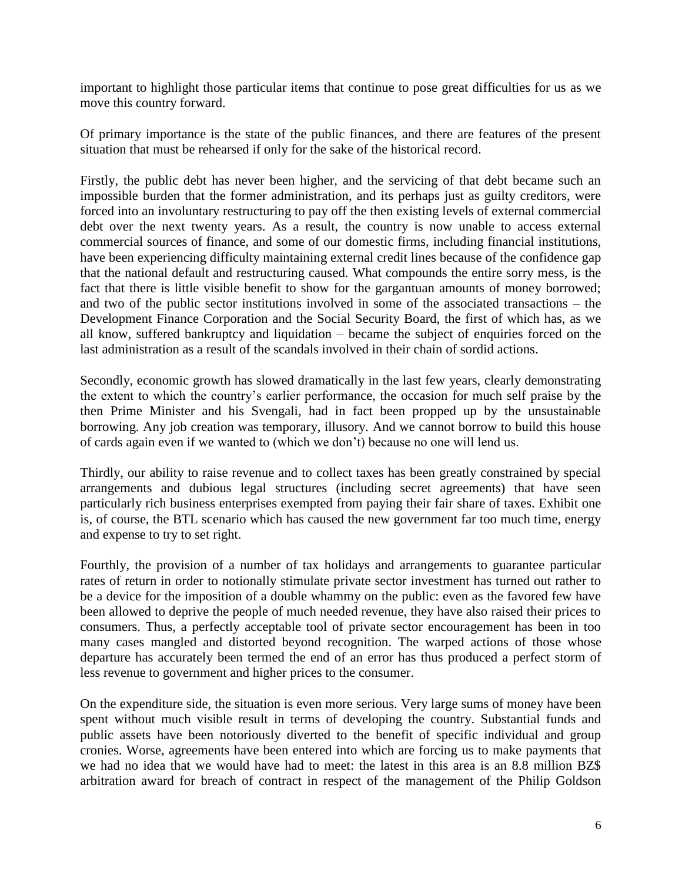important to highlight those particular items that continue to pose great difficulties for us as we move this country forward.

Of primary importance is the state of the public finances, and there are features of the present situation that must be rehearsed if only for the sake of the historical record.

Firstly, the public debt has never been higher, and the servicing of that debt became such an impossible burden that the former administration, and its perhaps just as guilty creditors, were forced into an involuntary restructuring to pay off the then existing levels of external commercial debt over the next twenty years. As a result, the country is now unable to access external commercial sources of finance, and some of our domestic firms, including financial institutions, have been experiencing difficulty maintaining external credit lines because of the confidence gap that the national default and restructuring caused. What compounds the entire sorry mess, is the fact that there is little visible benefit to show for the gargantuan amounts of money borrowed; and two of the public sector institutions involved in some of the associated transactions – the Development Finance Corporation and the Social Security Board, the first of which has, as we all know, suffered bankruptcy and liquidation – became the subject of enquiries forced on the last administration as a result of the scandals involved in their chain of sordid actions.

Secondly, economic growth has slowed dramatically in the last few years, clearly demonstrating the extent to which the country's earlier performance, the occasion for much self praise by the then Prime Minister and his Svengali, had in fact been propped up by the unsustainable borrowing. Any job creation was temporary, illusory. And we cannot borrow to build this house of cards again even if we wanted to (which we don't) because no one will lend us.

Thirdly, our ability to raise revenue and to collect taxes has been greatly constrained by special arrangements and dubious legal structures (including secret agreements) that have seen particularly rich business enterprises exempted from paying their fair share of taxes. Exhibit one is, of course, the BTL scenario which has caused the new government far too much time, energy and expense to try to set right.

Fourthly, the provision of a number of tax holidays and arrangements to guarantee particular rates of return in order to notionally stimulate private sector investment has turned out rather to be a device for the imposition of a double whammy on the public: even as the favored few have been allowed to deprive the people of much needed revenue, they have also raised their prices to consumers. Thus, a perfectly acceptable tool of private sector encouragement has been in too many cases mangled and distorted beyond recognition. The warped actions of those whose departure has accurately been termed the end of an error has thus produced a perfect storm of less revenue to government and higher prices to the consumer.

On the expenditure side, the situation is even more serious. Very large sums of money have been spent without much visible result in terms of developing the country. Substantial funds and public assets have been notoriously diverted to the benefit of specific individual and group cronies. Worse, agreements have been entered into which are forcing us to make payments that we had no idea that we would have had to meet: the latest in this area is an 8.8 million BZ$ arbitration award for breach of contract in respect of the management of the Philip Goldson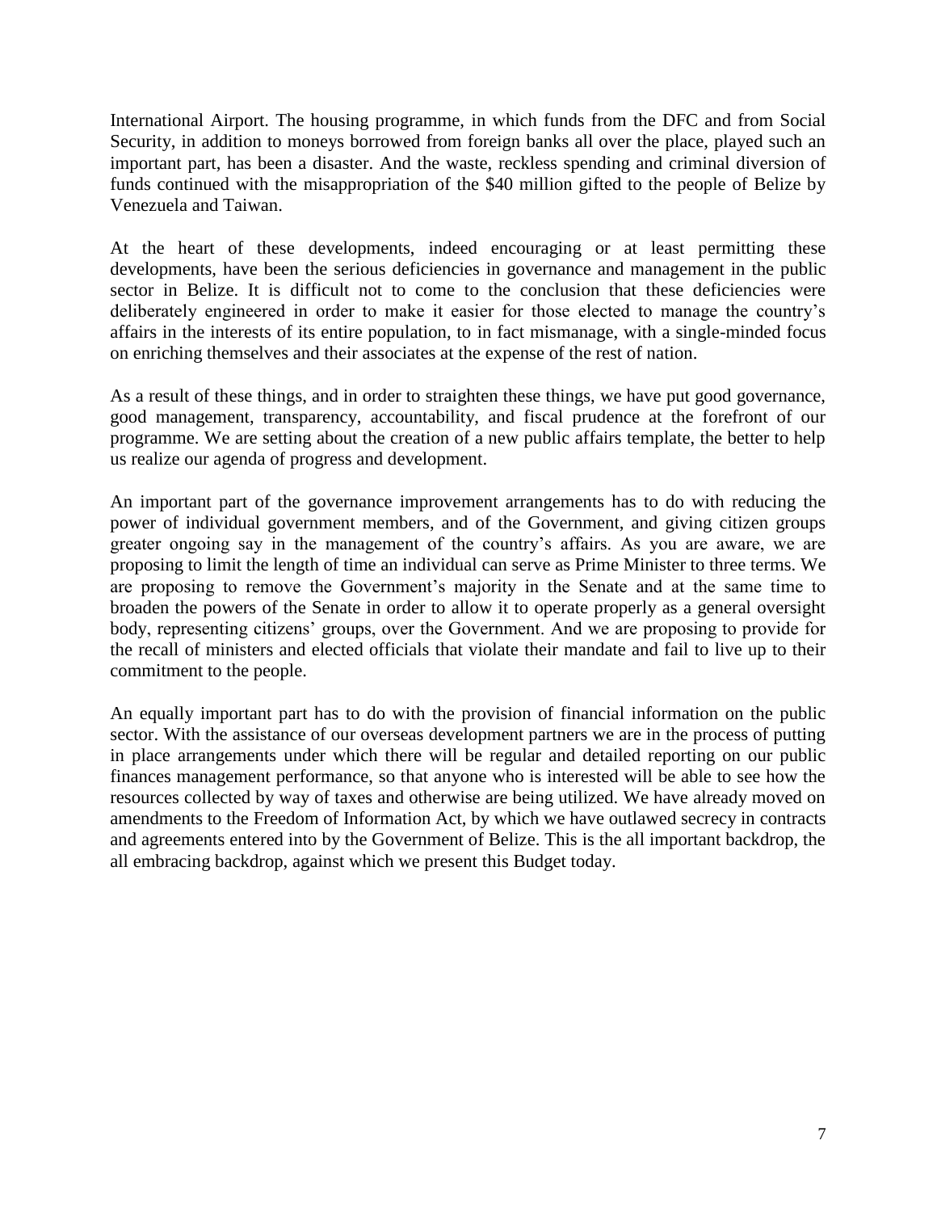International Airport. The housing programme, in which funds from the DFC and from Social Security, in addition to moneys borrowed from foreign banks all over the place, played such an important part, has been a disaster. And the waste, reckless spending and criminal diversion of funds continued with the misappropriation of the $40 million gifted to the people of Belize by Venezuela and Taiwan.

At the heart of these developments, indeed encouraging or at least permitting these developments, have been the serious deficiencies in governance and management in the public sector in Belize. It is difficult not to come to the conclusion that these deficiencies were deliberately engineered in order to make it easier for those elected to manage the country's affairs in the interests of its entire population, to in fact mismanage, with a single-minded focus on enriching themselves and their associates at the expense of the rest of nation.

As a result of these things, and in order to straighten these things, we have put good governance, good management, transparency, accountability, and fiscal prudence at the forefront of our programme. We are setting about the creation of a new public affairs template, the better to help us realize our agenda of progress and development.

An important part of the governance improvement arrangements has to do with reducing the power of individual government members, and of the Government, and giving citizen groups greater ongoing say in the management of the country's affairs. As you are aware, we are proposing to limit the length of time an individual can serve as Prime Minister to three terms. We are proposing to remove the Government's majority in the Senate and at the same time to broaden the powers of the Senate in order to allow it to operate properly as a general oversight body, representing citizens' groups, over the Government. And we are proposing to provide for the recall of ministers and elected officials that violate their mandate and fail to live up to their commitment to the people.

An equally important part has to do with the provision of financial information on the public sector. With the assistance of our overseas development partners we are in the process of putting in place arrangements under which there will be regular and detailed reporting on our public finances management performance, so that anyone who is interested will be able to see how the resources collected by way of taxes and otherwise are being utilized. We have already moved on amendments to the Freedom of Information Act, by which we have outlawed secrecy in contracts and agreements entered into by the Government of Belize. This is the all important backdrop, the all embracing backdrop, against which we present this Budget today.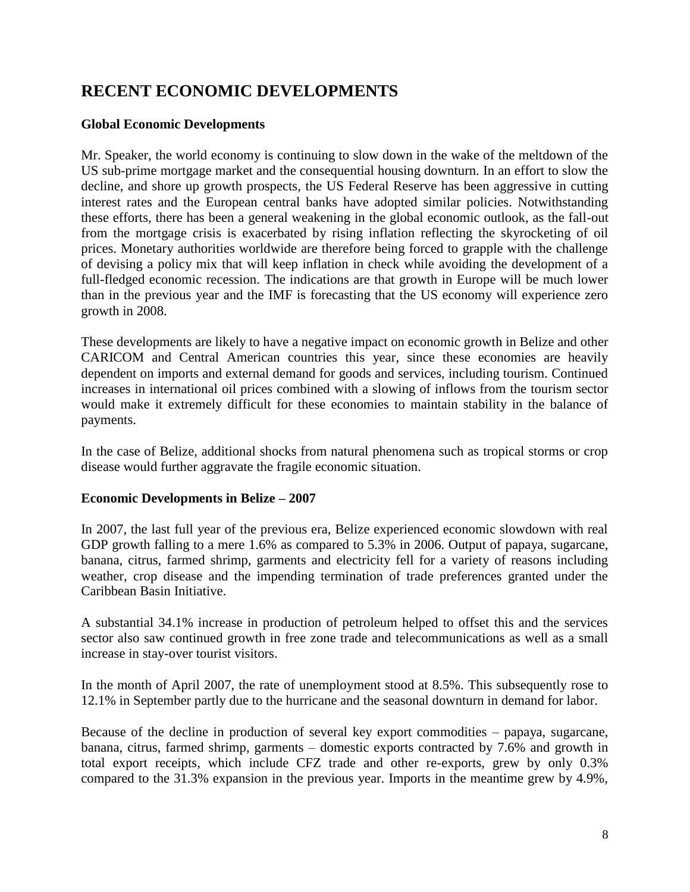# RECENT ECONOMIC DEVELOPMENTS

### Global Economic Developments

Mr. Speaker, the world economy is continuing to slow down in the wake of the meltdown of the US sub-prime mortgage market and the consequential housing downturn. In an effort to slow the decline, and shore up growth prospects, the US Federal Reserve has been aggressive in cutting interest rates and the European central banks have adopted similar policies. Notwithstanding these efforts, there has been a general weakening in the global economic outlook, as the fall-out from the mortgage crisis is exacerbated by rising inflation reflecting the skyrocketing of oil prices. Monetary authorities worldwide are therefore being forced to grapple with the challenge of devising a policy mix that will keep inflation in check while avoiding the development of a full-fledged economic recession. The indications are that growth in Europe will be much lower than in the previous year and the IMF is forecasting that the US economy will experience zero growth in 2008.

These developments are likely to have a negative impact on economic growth in Belize and other CARICOM and Central American countries this year, since these economies are heavily dependent on imports and external demand for goods and services, including tourism. Continued increases in international oil prices combined with a slowing of inflows from the tourism sector would make it extremely difficult for these economies to maintain stability in the balance of payments.

In the case of Belize, additional shocks from natural phenomena such as tropical storms or crop disease would further aggravate the fragile economic situation.

### Economic Developments in Belize – 2007

In 2007, the last full year of the previous era, Belize experienced economic slowdown with real GDP growth falling to a mere 1.6% as compared to 5.3% in 2006. Output of papaya, sugarcane, banana, citrus, farmed shrimp, garments and electricity fell for a variety of reasons including weather, crop disease and the impending termination of trade preferences granted under the Caribbean Basin Initiative.

A substantial 34.1% increase in production of petroleum helped to offset this and the services sector also saw continued growth in free zone trade and telecommunications as well as a small increase in stay-over tourist visitors.

In the month of April 2007, the rate of unemployment stood at 8.5%. This subsequently rose to 12.1% in September partly due to the hurricane and the seasonal downturn in demand for labor.

Because of the decline in production of several key export commodities – papaya, sugarcane, banana, citrus, farmed shrimp, garments – domestic exports contracted by 7.6% and growth in total export receipts, which include CFZ trade and other re-exports, grew by only 0.3% compared to the 31.3% expansion in the previous year. Imports in the meantime grew by 4.9%,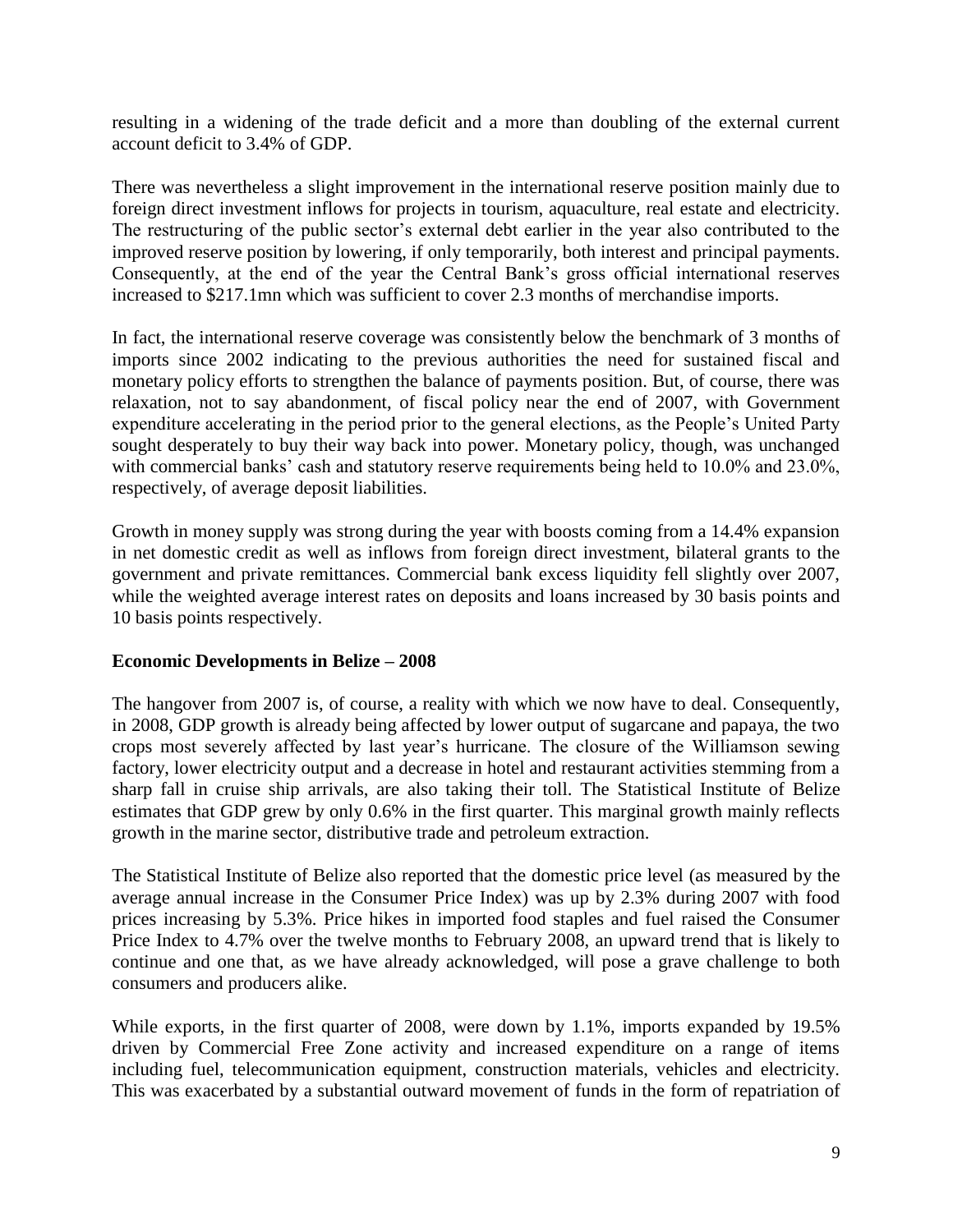resulting in a widening of the trade deficit and a more than doubling of the external current account deficit to 3.4% of GDP.

There was nevertheless a slight improvement in the international reserve position mainly due to foreign direct investment inflows for projects in tourism, aquaculture, real estate and electricity. The restructuring of the public sector's external debt earlier in the year also contributed to the improved reserve position by lowering, if only temporarily, both interest and principal payments. Consequently, at the end of the year the Central Bank's gross official international reserves increased to $217.1mn which was sufficient to cover 2.3 months of merchandise imports.

In fact, the international reserve coverage was consistently below the benchmark of 3 months of imports since 2002 indicating to the previous authorities the need for sustained fiscal and monetary policy efforts to strengthen the balance of payments position. But, of course, there was relaxation, not to say abandonment, of fiscal policy near the end of 2007, with Government expenditure accelerating in the period prior to the general elections, as the People's United Party sought desperately to buy their way back into power. Monetary policy, though, was unchanged with commercial banks' cash and statutory reserve requirements being held to 10.0% and 23.0%, respectively, of average deposit liabilities.

Growth in money supply was strong during the year with boosts coming from a 14.4% expansion in net domestic credit as well as inflows from foreign direct investment, bilateral grants to the government and private remittances. Commercial bank excess liquidity fell slightly over 2007, while the weighted average interest rates on deposits and loans increased by 30 basis points and 10 basis points respectively.

**Economic Developments in Belize – 2008**

The hangover from 2007 is, of course, a reality with which we now have to deal. Consequently, in 2008, GDP growth is already being affected by lower output of sugarcane and papaya, the two crops most severely affected by last year's hurricane. The closure of the Williamson sewing factory, lower electricity output and a decrease in hotel and restaurant activities stemming from a sharp fall in cruise ship arrivals, are also taking their toll. The Statistical Institute of Belize estimates that GDP grew by only 0.6% in the first quarter. This marginal growth mainly reflects growth in the marine sector, distributive trade and petroleum extraction.

The Statistical Institute of Belize also reported that the domestic price level (as measured by the average annual increase in the Consumer Price Index) was up by 2.3% during 2007 with food prices increasing by 5.3%. Price hikes in imported food staples and fuel raised the Consumer Price Index to 4.7% over the twelve months to February 2008, an upward trend that is likely to continue and one that, as we have already acknowledged, will pose a grave challenge to both consumers and producers alike.

While exports, in the first quarter of 2008, were down by 1.1%, imports expanded by 19.5% driven by Commercial Free Zone activity and increased expenditure on a range of items including fuel, telecommunication equipment, construction materials, vehicles and electricity. This was exacerbated by a substantial outward movement of funds in the form of repatriation of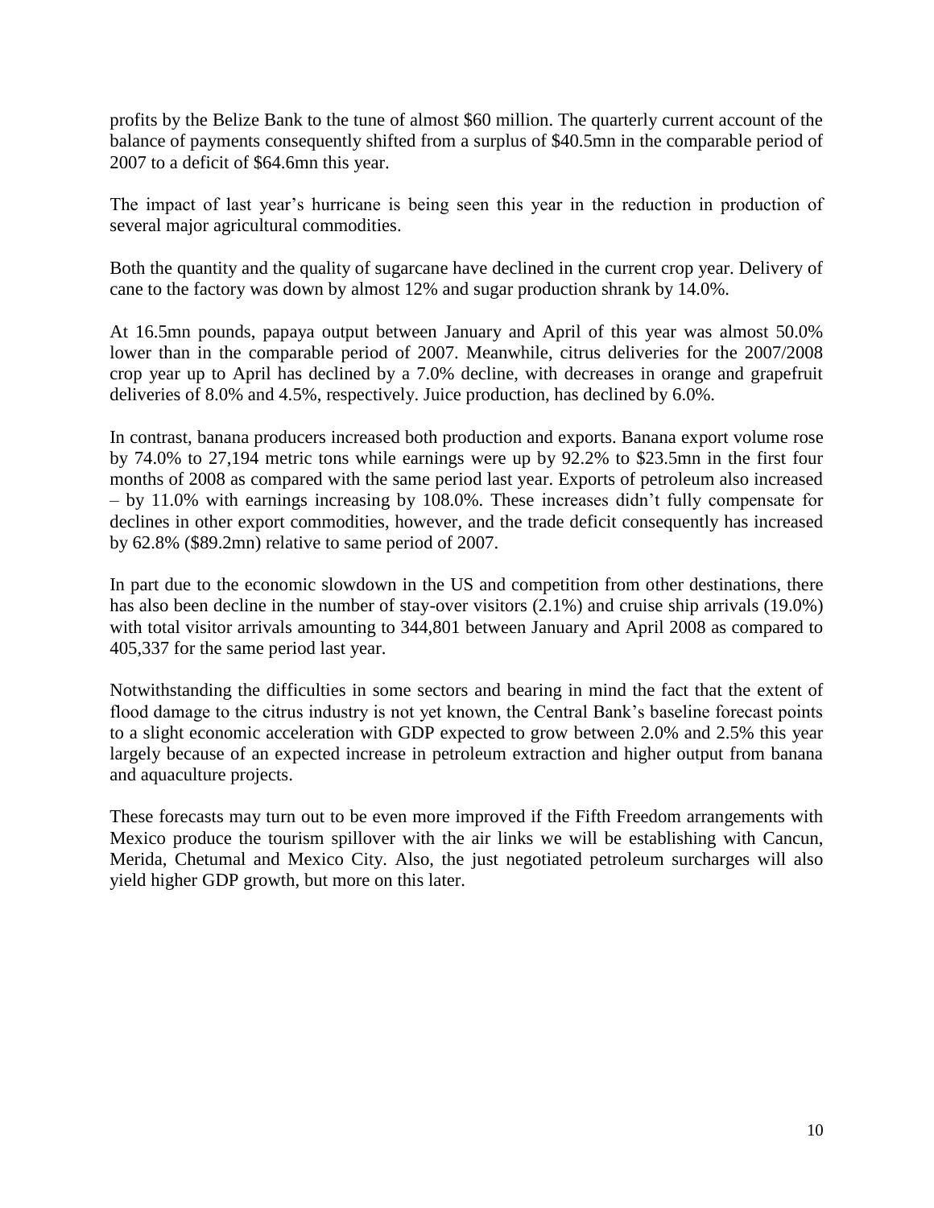profits by the Belize Bank to the tune of almost $60 million. The quarterly current account of the balance of payments consequently shifted from a surplus of $40.5mn in the comparable period of 2007 to a deficit of $64.6mn this year.

The impact of last year's hurricane is being seen this year in the reduction in production of several major agricultural commodities.

Both the quantity and the quality of sugarcane have declined in the current crop year. Delivery of cane to the factory was down by almost 12% and sugar production shrank by 14.0%.

At 16.5mn pounds, papaya output between January and April of this year was almost 50.0% lower than in the comparable period of 2007. Meanwhile, citrus deliveries for the 2007/2008 crop year up to April has declined by a 7.0% decline, with decreases in orange and grapefruit deliveries of 8.0% and 4.5%, respectively. Juice production, has declined by 6.0%.

In contrast, banana producers increased both production and exports. Banana export volume rose by 74.0% to 27,194 metric tons while earnings were up by 92.2% to $23.5mn in the first four months of 2008 as compared with the same period last year. Exports of petroleum also increased – by 11.0% with earnings increasing by 108.0%. These increases didn't fully compensate for declines in other export commodities, however, and the trade deficit consequently has increased by 62.8% ($89.2mn) relative to same period of 2007.

In part due to the economic slowdown in the US and competition from other destinations, there has also been decline in the number of stay-over visitors (2.1%) and cruise ship arrivals (19.0%) with total visitor arrivals amounting to 344,801 between January and April 2008 as compared to 405,337 for the same period last year.

Notwithstanding the difficulties in some sectors and bearing in mind the fact that the extent of flood damage to the citrus industry is not yet known, the Central Bank's baseline forecast points to a slight economic acceleration with GDP expected to grow between 2.0% and 2.5% this year largely because of an expected increase in petroleum extraction and higher output from banana and aquaculture projects.

These forecasts may turn out to be even more improved if the Fifth Freedom arrangements with Mexico produce the tourism spillover with the air links we will be establishing with Cancun, Merida, Chetumal and Mexico City. Also, the just negotiated petroleum surcharges will also yield higher GDP growth, but more on this later.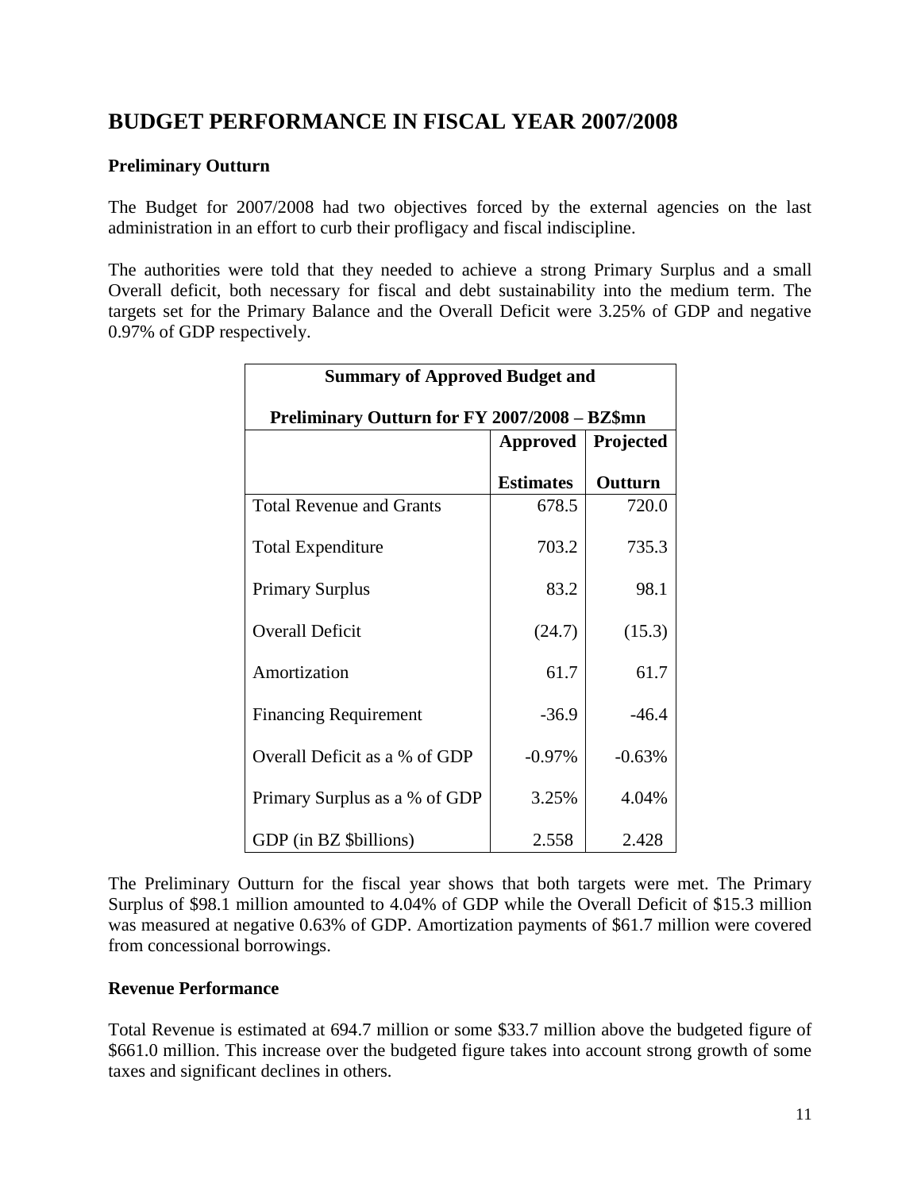# BUDGET PERFORMANCE IN FISCAL YEAR 2007/2008

## Preliminary Outturn

The Budget for 2007/2008 had two objectives forced by the external agencies on the last administration in an effort to curb their profligacy and fiscal indiscipline.

The authorities were told that they needed to achieve a strong Primary Surplus and a small Overall deficit, both necessary for fiscal and debt sustainability into the medium term. The targets set for the Primary Balance and the Overall Deficit were 3.25% of GDP and negative 0.97% of GDP respectively.

| Summary of Approved Budget and Preliminary Outturn for FY 2007/2008 – BZ$mn | | |
|---|---|---|
| | **Approved Estimates** | **Projected Outturn** |
| Total Revenue and Grants | 678.5 | 720.0 |
| Total Expenditure | 703.2 | 735.3 |
| Primary Surplus | 83.2 | 98.1 |
| Overall Deficit | (24.7) | (15.3) |
| Amortization | 61.7 | 61.7 |
| Financing Requirement | -36.9 | -46.4 |
| Overall Deficit as a % of GDP | -0.97% | -0.63% |
| Primary Surplus as a % of GDP | 3.25% | 4.04% |
| GDP (in BZ $billions) | 2.558 | 2.428 |

The Preliminary Outturn for the fiscal year shows that both targets were met. The Primary Surplus of $98.1 million amounted to 4.04% of GDP while the Overall Deficit of $15.3 million was measured at negative 0.63% of GDP. Amortization payments of $61.7 million were covered from concessional borrowings.

## Revenue Performance

Total Revenue is estimated at 694.7 million or some $33.7 million above the budgeted figure of $661.0 million. This increase over the budgeted figure takes into account strong growth of some taxes and significant declines in others.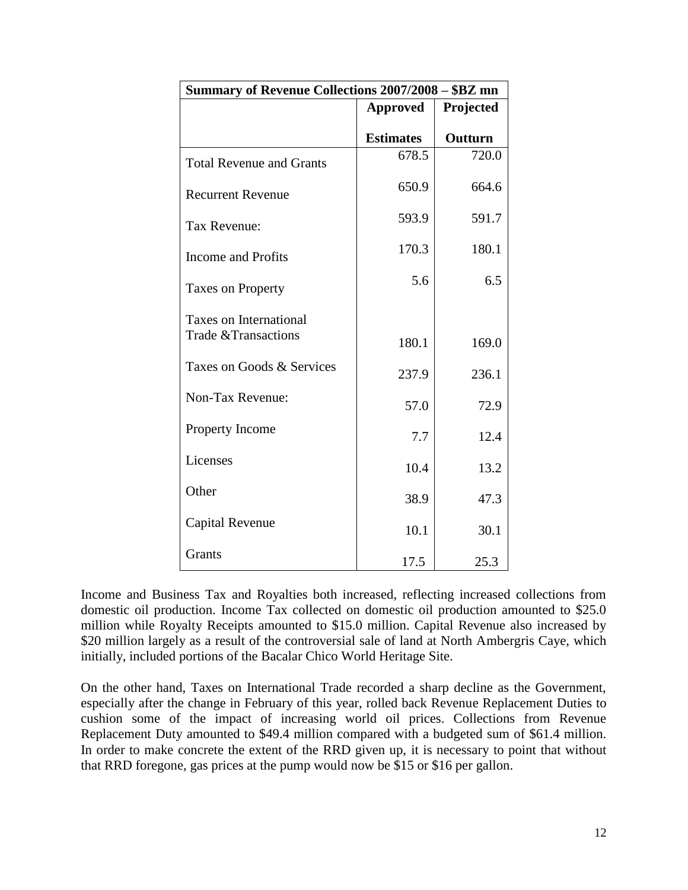| Summary of Revenue Collections 2007/2008 – $BZ mn | | |
|---|---|---|
| | **Approved Estimates** | **Projected Outturn** |
| Total Revenue and Grants | 678.5 | 720.0 |
| Recurrent Revenue | 650.9 | 664.6 |
| Tax Revenue: | 593.9 | 591.7 |
| Income and Profits | 170.3 | 180.1 |
| Taxes on Property | 5.6 | 6.5 |
| Taxes on International Trade &Transactions | 180.1 | 169.0 |
| Taxes on Goods & Services | 237.9 | 236.1 |
| Non-Tax Revenue: | 57.0 | 72.9 |
| Property Income | 7.7 | 12.4 |
| Licenses | 10.4 | 13.2 |
| Other | 38.9 | 47.3 |
| Capital Revenue | 10.1 | 30.1 |
| Grants | 17.5 | 25.3 |

Income and Business Tax and Royalties both increased, reflecting increased collections from domestic oil production. Income Tax collected on domestic oil production amounted to $25.0 million while Royalty Receipts amounted to $15.0 million. Capital Revenue also increased by $20 million largely as a result of the controversial sale of land at North Ambergris Caye, which initially, included portions of the Bacalar Chico World Heritage Site.

On the other hand, Taxes on International Trade recorded a sharp decline as the Government, especially after the change in February of this year, rolled back Revenue Replacement Duties to cushion some of the impact of increasing world oil prices. Collections from Revenue Replacement Duty amounted to $49.4 million compared with a budgeted sum of $61.4 million. In order to make concrete the extent of the RRD given up, it is necessary to point that without that RRD foregone, gas prices at the pump would now be $15 or $16 per gallon.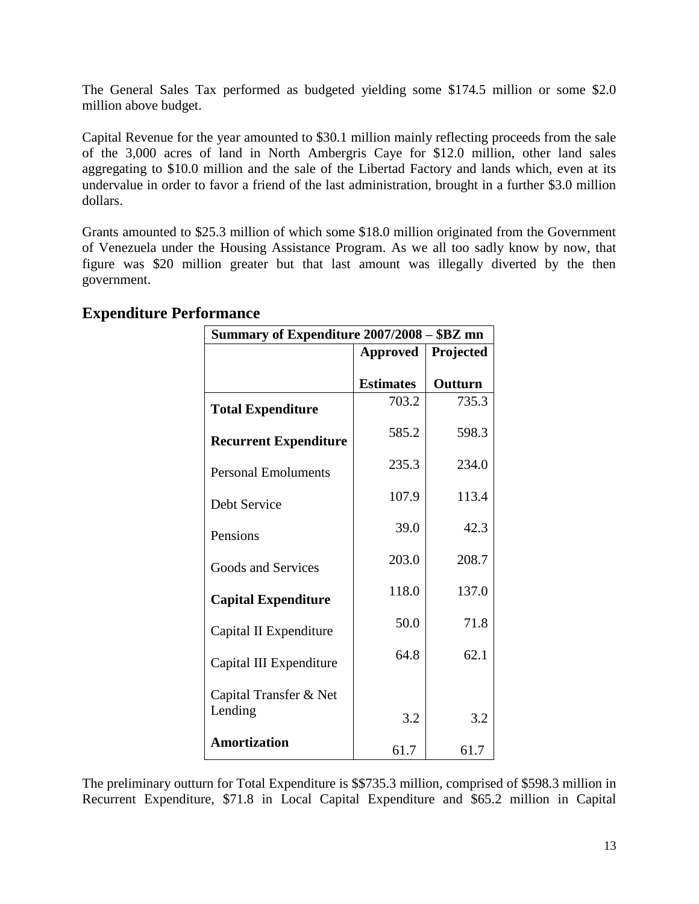The General Sales Tax performed as budgeted yielding some $174.5 million or some $2.0 million above budget.

Capital Revenue for the year amounted to $30.1 million mainly reflecting proceeds from the sale of the 3,000 acres of land in North Ambergris Caye for $12.0 million, other land sales aggregating to $10.0 million and the sale of the Libertad Factory and lands which, even at its undervalue in order to favor a friend of the last administration, brought in a further $3.0 million dollars.

Grants amounted to $25.3 million of which some $18.0 million originated from the Government of Venezuela under the Housing Assistance Program. As we all too sadly know by now, that figure was $20 million greater but that last amount was illegally diverted by the then government.

## Expenditure Performance

| Summary of Expenditure 2007/2008 – $BZ mn | | |
|---|---|---|
| | **Approved Estimates** | **Projected Outturn** |
| **Total Expenditure** | 703.2 | 735.3 |
| **Recurrent Expenditure** | 585.2 | 598.3 |
| Personal Emoluments | 235.3 | 234.0 |
| Debt Service | 107.9 | 113.4 |
| Pensions | 39.0 | 42.3 |
| Goods and Services | 203.0 | 208.7 |
| **Capital Expenditure** | 118.0 | 137.0 |
| Capital II Expenditure | 50.0 | 71.8 |
| Capital III Expenditure | 64.8 | 62.1 |
| Capital Transfer & Net Lending | 3.2 | 3.2 |
| **Amortization** | 61.7 | 61.7 |

The preliminary outturn for Total Expenditure is $$735.3 million, comprised of $598.3 million in Recurrent Expenditure, $71.8 in Local Capital Expenditure and $65.2 million in Capital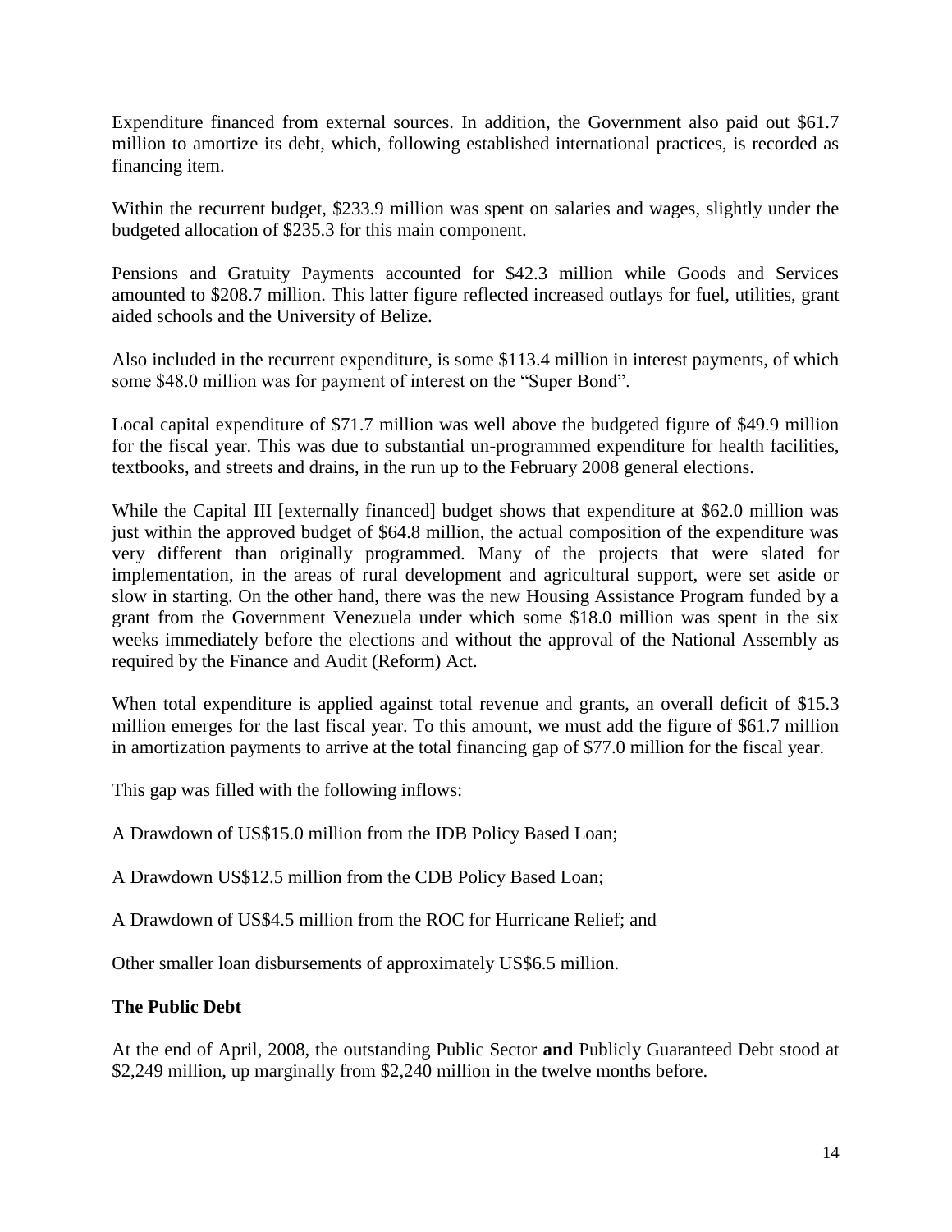Expenditure financed from external sources. In addition, the Government also paid out $61.7 million to amortize its debt, which, following established international practices, is recorded as financing item.

Within the recurrent budget, $233.9 million was spent on salaries and wages, slightly under the budgeted allocation of $235.3 for this main component.

Pensions and Gratuity Payments accounted for $42.3 million while Goods and Services amounted to $208.7 million. This latter figure reflected increased outlays for fuel, utilities, grant aided schools and the University of Belize.

Also included in the recurrent expenditure, is some $113.4 million in interest payments, of which some $48.0 million was for payment of interest on the "Super Bond".

Local capital expenditure of $71.7 million was well above the budgeted figure of $49.9 million for the fiscal year. This was due to substantial un-programmed expenditure for health facilities, textbooks, and streets and drains, in the run up to the February 2008 general elections.

While the Capital III [externally financed] budget shows that expenditure at $62.0 million was just within the approved budget of $64.8 million, the actual composition of the expenditure was very different than originally programmed. Many of the projects that were slated for implementation, in the areas of rural development and agricultural support, were set aside or slow in starting. On the other hand, there was the new Housing Assistance Program funded by a grant from the Government Venezuela under which some $18.0 million was spent in the six weeks immediately before the elections and without the approval of the National Assembly as required by the Finance and Audit (Reform) Act.

When total expenditure is applied against total revenue and grants, an overall deficit of $15.3 million emerges for the last fiscal year. To this amount, we must add the figure of $61.7 million in amortization payments to arrive at the total financing gap of $77.0 million for the fiscal year.

This gap was filled with the following inflows:

A Drawdown of US$15.0 million from the IDB Policy Based Loan;

A Drawdown US$12.5 million from the CDB Policy Based Loan;

A Drawdown of US$4.5 million from the ROC for Hurricane Relief; and

Other smaller loan disbursements of approximately US$6.5 million.

**The Public Debt**

At the end of April, 2008, the outstanding Public Sector **and** Publicly Guaranteed Debt stood at $2,249 million, up marginally from $2,240 million in the twelve months before.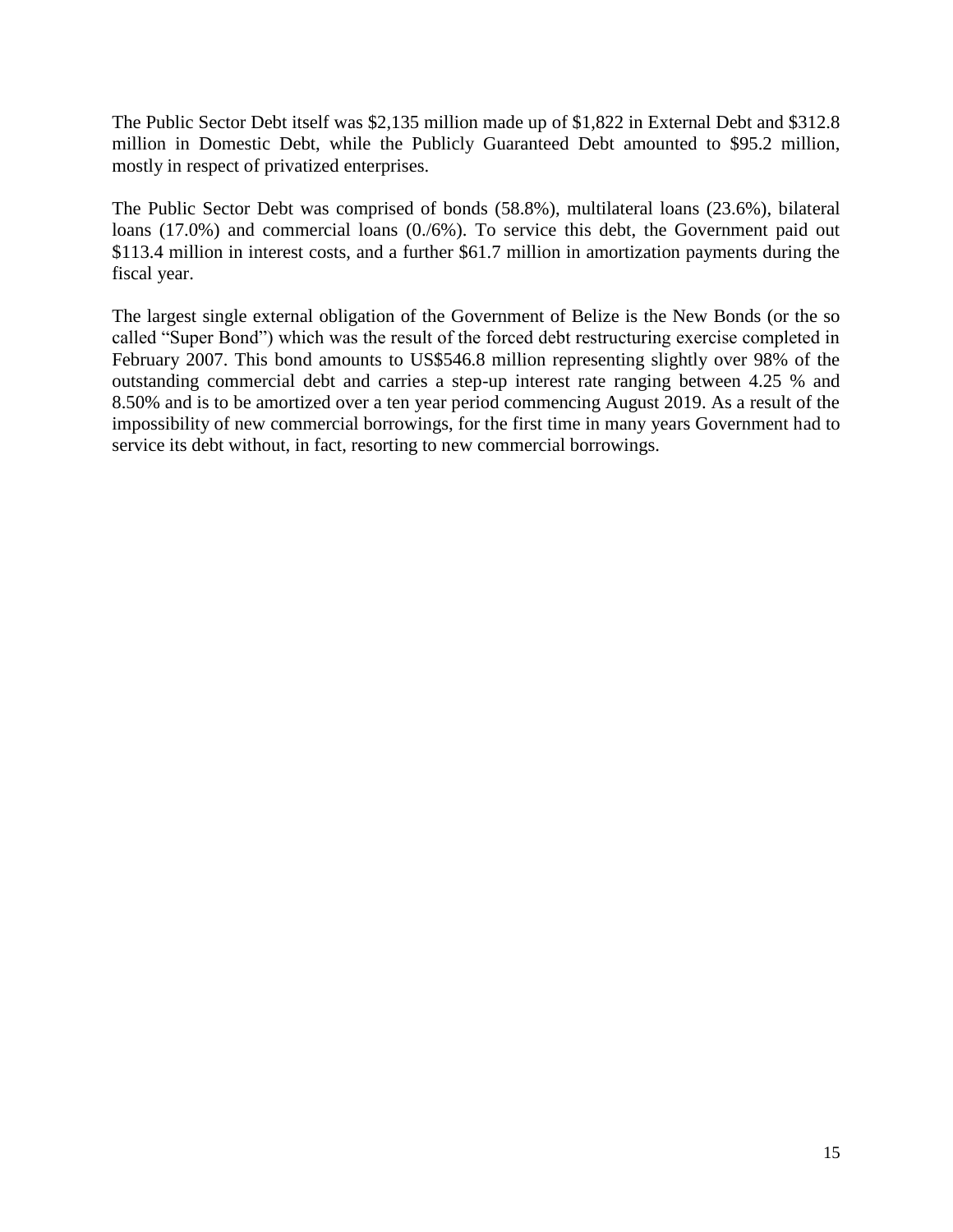The Public Sector Debt itself was $2,135 million made up of $1,822 in External Debt and $312.8 million in Domestic Debt, while the Publicly Guaranteed Debt amounted to $95.2 million, mostly in respect of privatized enterprises.

The Public Sector Debt was comprised of bonds (58.8%), multilateral loans (23.6%), bilateral loans (17.0%) and commercial loans (0./6%). To service this debt, the Government paid out $113.4 million in interest costs, and a further $61.7 million in amortization payments during the fiscal year.

The largest single external obligation of the Government of Belize is the New Bonds (or the so called "Super Bond") which was the result of the forced debt restructuring exercise completed in February 2007. This bond amounts to US$546.8 million representing slightly over 98% of the outstanding commercial debt and carries a step-up interest rate ranging between 4.25 % and 8.50% and is to be amortized over a ten year period commencing August 2019. As a result of the impossibility of new commercial borrowings, for the first time in many years Government had to service its debt without, in fact, resorting to new commercial borrowings.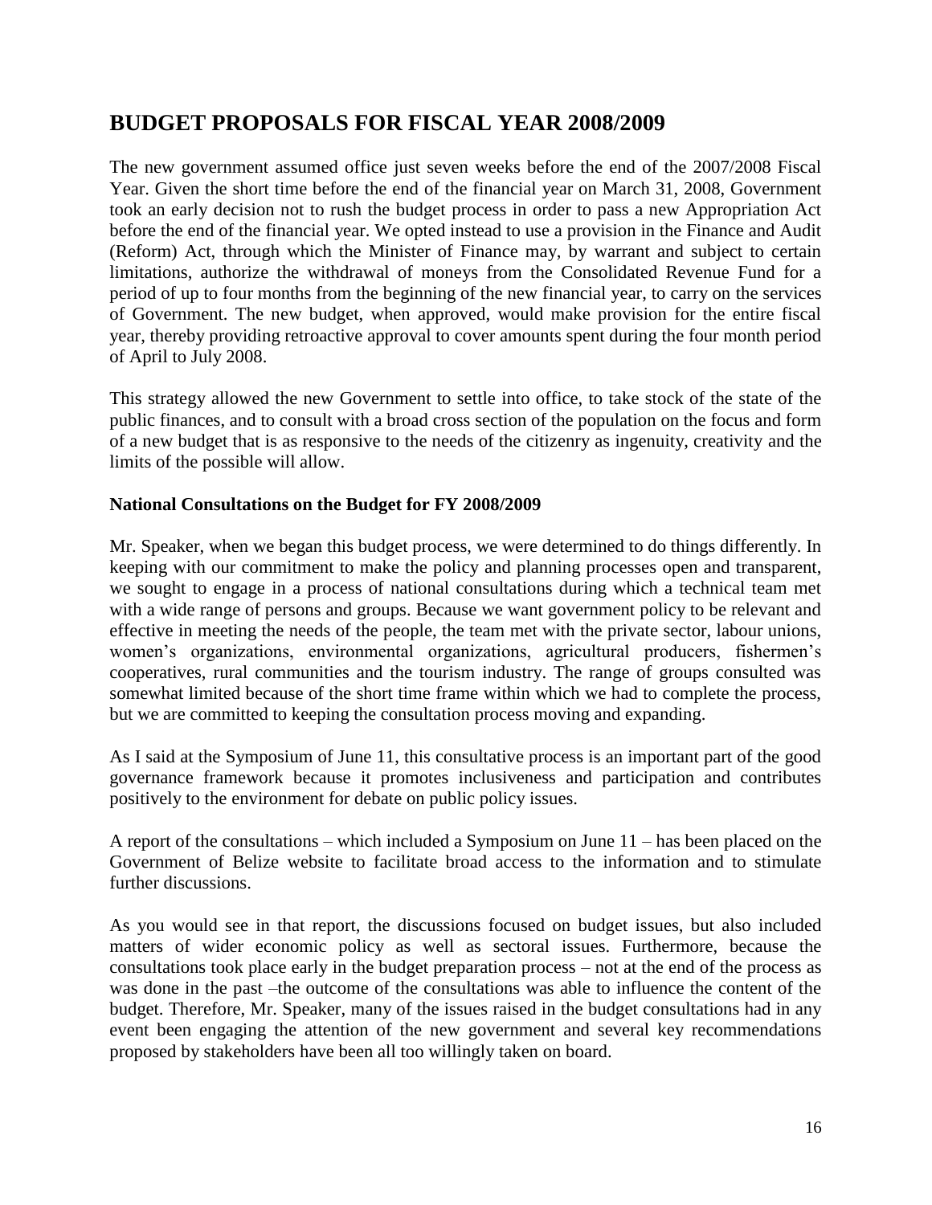## BUDGET PROPOSALS FOR FISCAL YEAR 2008/2009

The new government assumed office just seven weeks before the end of the 2007/2008 Fiscal Year. Given the short time before the end of the financial year on March 31, 2008, Government took an early decision not to rush the budget process in order to pass a new Appropriation Act before the end of the financial year. We opted instead to use a provision in the Finance and Audit (Reform) Act, through which the Minister of Finance may, by warrant and subject to certain limitations, authorize the withdrawal of moneys from the Consolidated Revenue Fund for a period of up to four months from the beginning of the new financial year, to carry on the services of Government. The new budget, when approved, would make provision for the entire fiscal year, thereby providing retroactive approval to cover amounts spent during the four month period of April to July 2008.

This strategy allowed the new Government to settle into office, to take stock of the state of the public finances, and to consult with a broad cross section of the population on the focus and form of a new budget that is as responsive to the needs of the citizenry as ingenuity, creativity and the limits of the possible will allow.

### National Consultations on the Budget for FY 2008/2009

Mr. Speaker, when we began this budget process, we were determined to do things differently. In keeping with our commitment to make the policy and planning processes open and transparent, we sought to engage in a process of national consultations during which a technical team met with a wide range of persons and groups. Because we want government policy to be relevant and effective in meeting the needs of the people, the team met with the private sector, labour unions, women's organizations, environmental organizations, agricultural producers, fishermen's cooperatives, rural communities and the tourism industry. The range of groups consulted was somewhat limited because of the short time frame within which we had to complete the process, but we are committed to keeping the consultation process moving and expanding.

As I said at the Symposium of June 11, this consultative process is an important part of the good governance framework because it promotes inclusiveness and participation and contributes positively to the environment for debate on public policy issues.

A report of the consultations – which included a Symposium on June 11 – has been placed on the Government of Belize website to facilitate broad access to the information and to stimulate further discussions.

As you would see in that report, the discussions focused on budget issues, but also included matters of wider economic policy as well as sectoral issues. Furthermore, because the consultations took place early in the budget preparation process – not at the end of the process as was done in the past –the outcome of the consultations was able to influence the content of the budget. Therefore, Mr. Speaker, many of the issues raised in the budget consultations had in any event been engaging the attention of the new government and several key recommendations proposed by stakeholders have been all too willingly taken on board.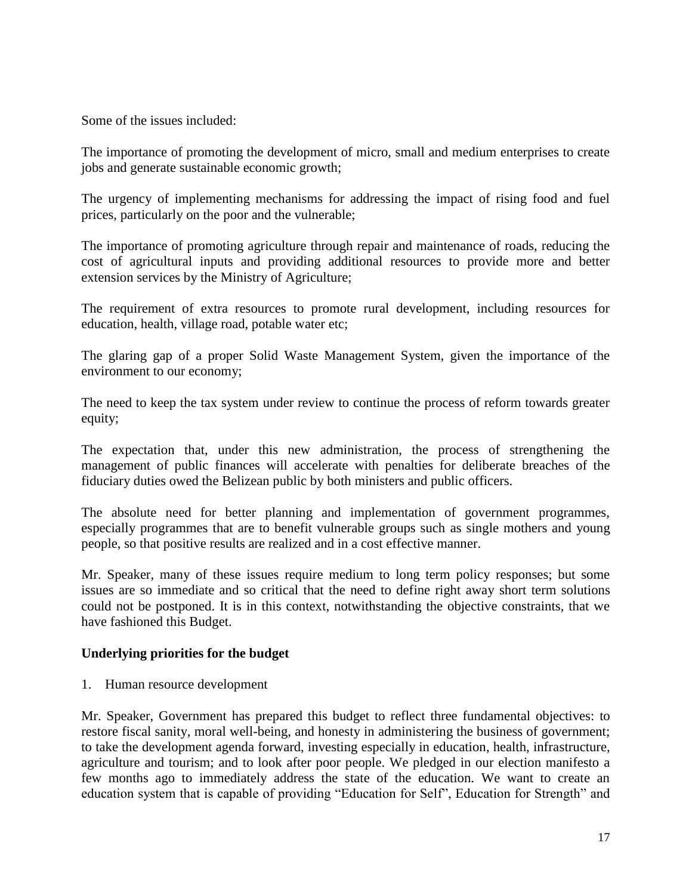Some of the issues included:

The importance of promoting the development of micro, small and medium enterprises to create jobs and generate sustainable economic growth;

The urgency of implementing mechanisms for addressing the impact of rising food and fuel prices, particularly on the poor and the vulnerable;

The importance of promoting agriculture through repair and maintenance of roads, reducing the cost of agricultural inputs and providing additional resources to provide more and better extension services by the Ministry of Agriculture;

The requirement of extra resources to promote rural development, including resources for education, health, village road, potable water etc;

The glaring gap of a proper Solid Waste Management System, given the importance of the environment to our economy;

The need to keep the tax system under review to continue the process of reform towards greater equity;

The expectation that, under this new administration, the process of strengthening the management of public finances will accelerate with penalties for deliberate breaches of the fiduciary duties owed the Belizean public by both ministers and public officers.

The absolute need for better planning and implementation of government programmes, especially programmes that are to benefit vulnerable groups such as single mothers and young people, so that positive results are realized and in a cost effective manner.

Mr. Speaker, many of these issues require medium to long term policy responses; but some issues are so immediate and so critical that the need to define right away short term solutions could not be postponed. It is in this context, notwithstanding the objective constraints, that we have fashioned this Budget.

**Underlying priorities for the budget**

1. Human resource development

Mr. Speaker, Government has prepared this budget to reflect three fundamental objectives: to restore fiscal sanity, moral well-being, and honesty in administering the business of government; to take the development agenda forward, investing especially in education, health, infrastructure, agriculture and tourism; and to look after poor people. We pledged in our election manifesto a few months ago to immediately address the state of the education. We want to create an education system that is capable of providing "Education for Self", Education for Strength" and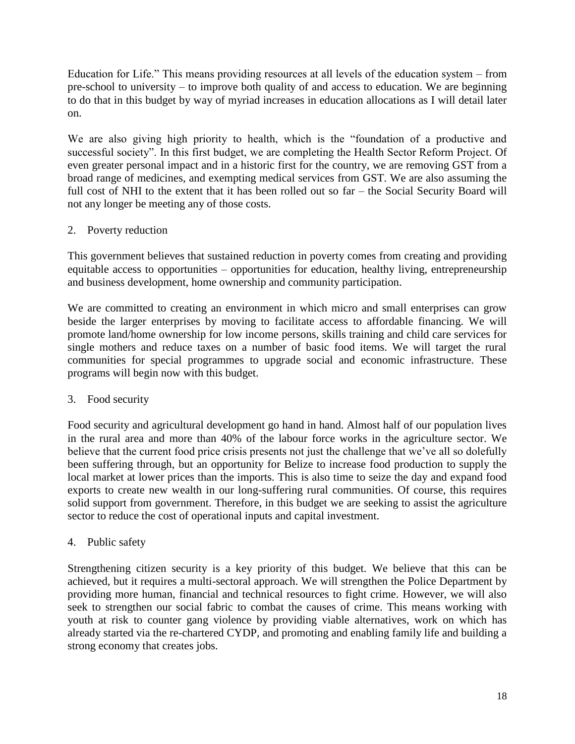Education for Life." This means providing resources at all levels of the education system – from pre-school to university – to improve both quality of and access to education. We are beginning to do that in this budget by way of myriad increases in education allocations as I will detail later on.

We are also giving high priority to health, which is the "foundation of a productive and successful society". In this first budget, we are completing the Health Sector Reform Project. Of even greater personal impact and in a historic first for the country, we are removing GST from a broad range of medicines, and exempting medical services from GST. We are also assuming the full cost of NHI to the extent that it has been rolled out so far – the Social Security Board will not any longer be meeting any of those costs.

2. Poverty reduction

This government believes that sustained reduction in poverty comes from creating and providing equitable access to opportunities – opportunities for education, healthy living, entrepreneurship and business development, home ownership and community participation.

We are committed to creating an environment in which micro and small enterprises can grow beside the larger enterprises by moving to facilitate access to affordable financing. We will promote land/home ownership for low income persons, skills training and child care services for single mothers and reduce taxes on a number of basic food items. We will target the rural communities for special programmes to upgrade social and economic infrastructure. These programs will begin now with this budget.

3. Food security

Food security and agricultural development go hand in hand. Almost half of our population lives in the rural area and more than 40% of the labour force works in the agriculture sector. We believe that the current food price crisis presents not just the challenge that we've all so dolefully been suffering through, but an opportunity for Belize to increase food production to supply the local market at lower prices than the imports. This is also time to seize the day and expand food exports to create new wealth in our long-suffering rural communities. Of course, this requires solid support from government. Therefore, in this budget we are seeking to assist the agriculture sector to reduce the cost of operational inputs and capital investment.

4. Public safety

Strengthening citizen security is a key priority of this budget. We believe that this can be achieved, but it requires a multi-sectoral approach. We will strengthen the Police Department by providing more human, financial and technical resources to fight crime. However, we will also seek to strengthen our social fabric to combat the causes of crime. This means working with youth at risk to counter gang violence by providing viable alternatives, work on which has already started via the re-chartered CYDP, and promoting and enabling family life and building a strong economy that creates jobs.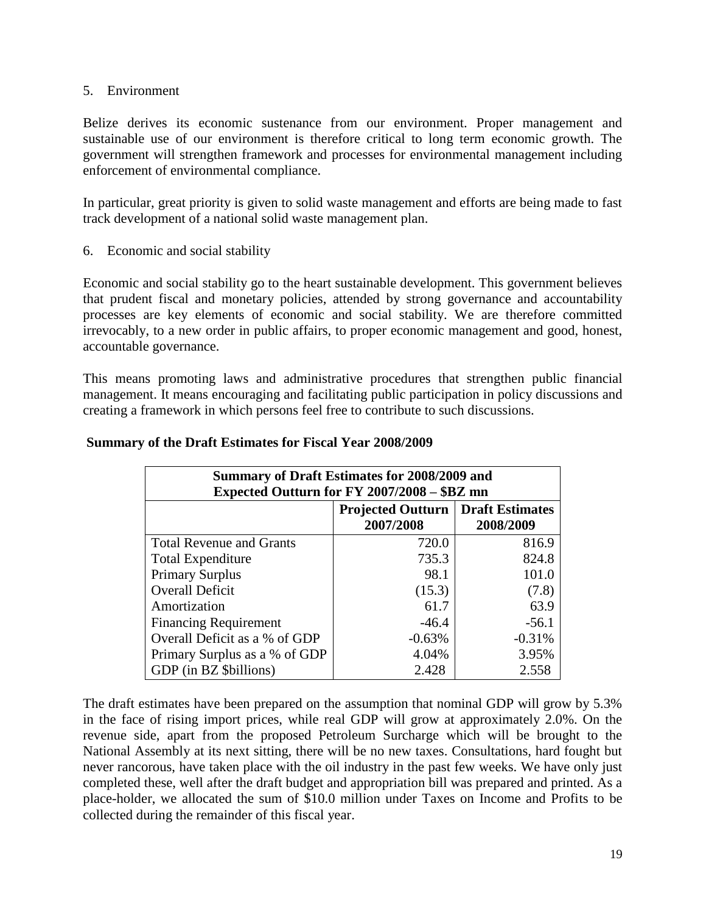5. Environment

Belize derives its economic sustenance from our environment. Proper management and sustainable use of our environment is therefore critical to long term economic growth. The government will strengthen framework and processes for environmental management including enforcement of environmental compliance.

In particular, great priority is given to solid waste management and efforts are being made to fast track development of a national solid waste management plan.

6. Economic and social stability

Economic and social stability go to the heart sustainable development. This government believes that prudent fiscal and monetary policies, attended by strong governance and accountability processes are key elements of economic and social stability. We are therefore committed irrevocably, to a new order in public affairs, to proper economic management and good, honest, accountable governance.

This means promoting laws and administrative procedures that strengthen public financial management. It means encouraging and facilitating public participation in policy discussions and creating a framework in which persons feel free to contribute to such discussions.

**Summary of the Draft Estimates for Fiscal Year 2008/2009**

| **Summary of Draft Estimates for 2008/2009 and Expected Outturn for FY 2007/2008 – $BZ mn** | | |
|---|---|---|
| | **Projected Outturn 2007/2008** | **Draft Estimates 2008/2009** |
| Total Revenue and Grants | 720.0 | 816.9 |
| Total Expenditure | 735.3 | 824.8 |
| Primary Surplus | 98.1 | 101.0 |
| Overall Deficit | (15.3) | (7.8) |
| Amortization | 61.7 | 63.9 |
| Financing Requirement | -46.4 | -56.1 |
| Overall Deficit as a % of GDP | -0.63% | -0.31% |
| Primary Surplus as a % of GDP | 4.04% | 3.95% |
| GDP (in BZ $billions) | 2.428 | 2.558 |

The draft estimates have been prepared on the assumption that nominal GDP will grow by 5.3% in the face of rising import prices, while real GDP will grow at approximately 2.0%. On the revenue side, apart from the proposed Petroleum Surcharge which will be brought to the National Assembly at its next sitting, there will be no new taxes. Consultations, hard fought but never rancorous, have taken place with the oil industry in the past few weeks. We have only just completed these, well after the draft budget and appropriation bill was prepared and printed. As a place-holder, we allocated the sum of $10.0 million under Taxes on Income and Profits to be collected during the remainder of this fiscal year.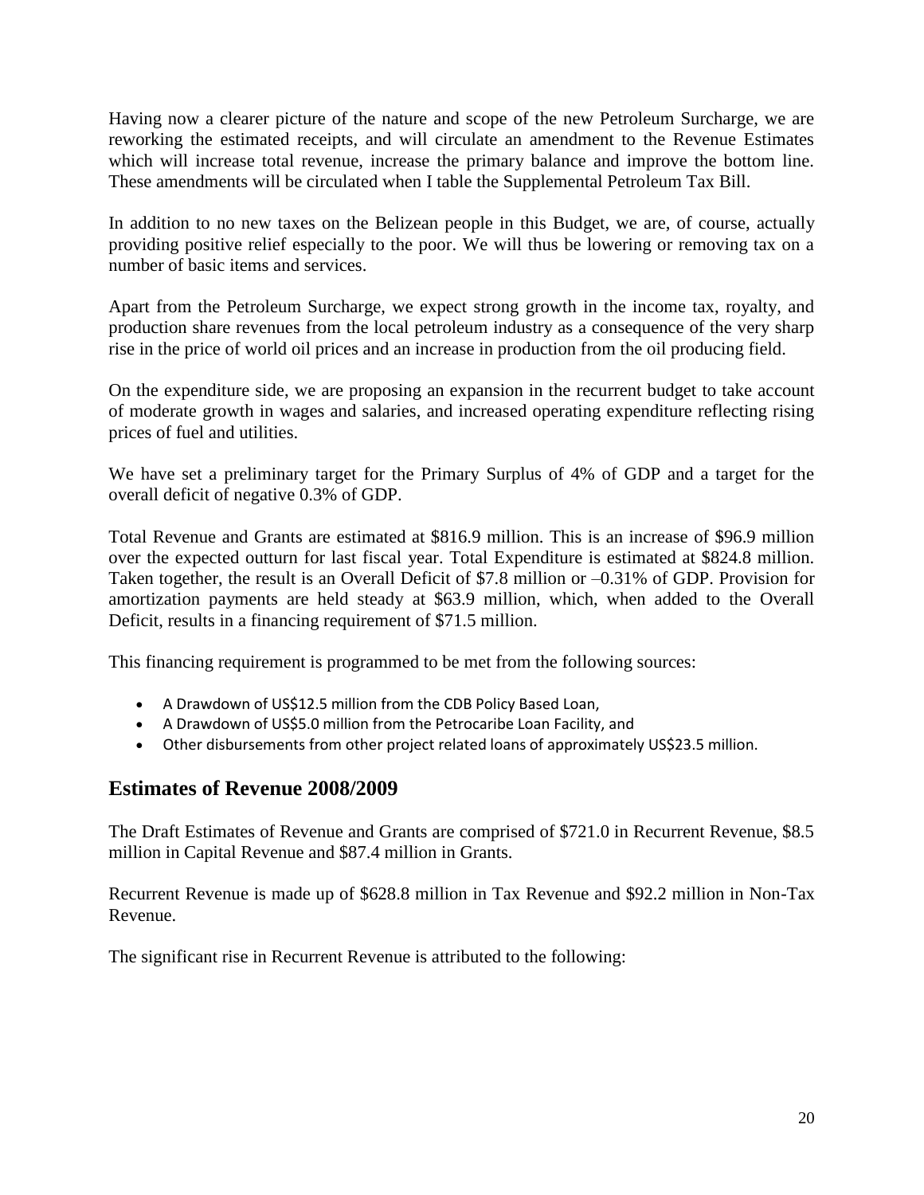Having now a clearer picture of the nature and scope of the new Petroleum Surcharge, we are reworking the estimated receipts, and will circulate an amendment to the Revenue Estimates which will increase total revenue, increase the primary balance and improve the bottom line. These amendments will be circulated when I table the Supplemental Petroleum Tax Bill.

In addition to no new taxes on the Belizean people in this Budget, we are, of course, actually providing positive relief especially to the poor. We will thus be lowering or removing tax on a number of basic items and services.

Apart from the Petroleum Surcharge, we expect strong growth in the income tax, royalty, and production share revenues from the local petroleum industry as a consequence of the very sharp rise in the price of world oil prices and an increase in production from the oil producing field.

On the expenditure side, we are proposing an expansion in the recurrent budget to take account of moderate growth in wages and salaries, and increased operating expenditure reflecting rising prices of fuel and utilities.

We have set a preliminary target for the Primary Surplus of 4% of GDP and a target for the overall deficit of negative 0.3% of GDP.

Total Revenue and Grants are estimated at $816.9 million. This is an increase of $96.9 million over the expected outturn for last fiscal year. Total Expenditure is estimated at $824.8 million. Taken together, the result is an Overall Deficit of $7.8 million or –0.31% of GDP. Provision for amortization payments are held steady at $63.9 million, which, when added to the Overall Deficit, results in a financing requirement of $71.5 million.

This financing requirement is programmed to be met from the following sources:

- A Drawdown of US$12.5 million from the CDB Policy Based Loan,
- A Drawdown of US$5.0 million from the Petrocaribe Loan Facility, and
- Other disbursements from other project related loans of approximately US$23.5 million.

## Estimates of Revenue 2008/2009

The Draft Estimates of Revenue and Grants are comprised of $721.0 in Recurrent Revenue, $8.5 million in Capital Revenue and $87.4 million in Grants.

Recurrent Revenue is made up of $628.8 million in Tax Revenue and $92.2 million in Non-Tax Revenue.

The significant rise in Recurrent Revenue is attributed to the following: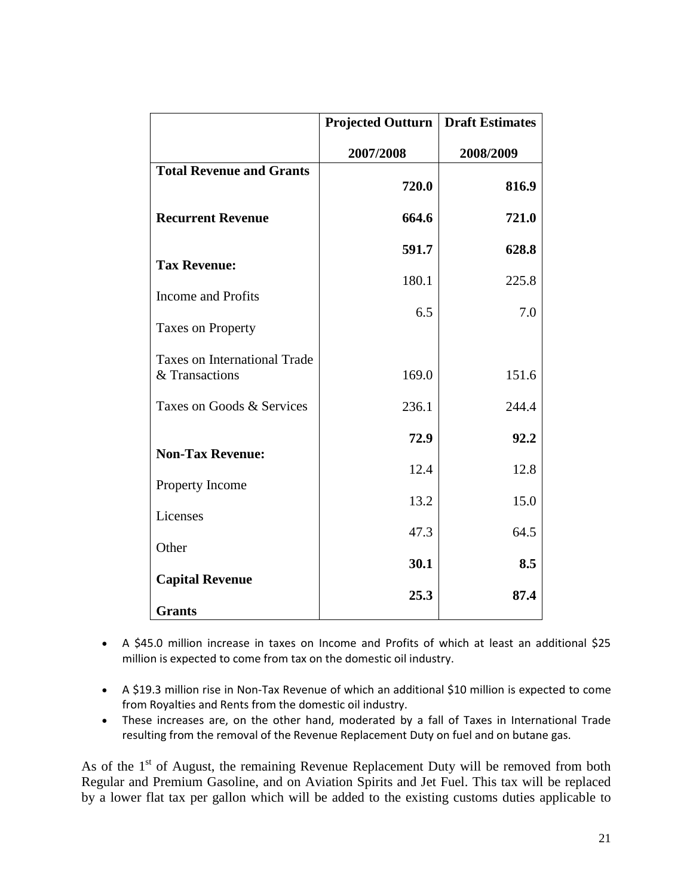| | Projected Outturn 2007/2008 | Draft Estimates 2008/2009 |
|---|---|---|
| **Total Revenue and Grants** | **720.0** | **816.9** |
| **Recurrent Revenue** | **664.6** | **721.0** |
| **Tax Revenue:** | **591.7** | **628.8** |
| Income and Profits | 180.1 | 225.8 |
| Taxes on Property | 6.5 | 7.0 |
| Taxes on International Trade & Transactions | 169.0 | 151.6 |
| Taxes on Goods & Services | 236.1 | 244.4 |
| **Non-Tax Revenue:** | **72.9** | **92.2** |
| Property Income | 12.4 | 12.8 |
| Licenses | 13.2 | 15.0 |
| Other | 47.3 | 64.5 |
| **Capital Revenue** | **30.1** | **8.5** |
| **Grants** | **25.3** | **87.4** |

- A $45.0 million increase in taxes on Income and Profits of which at least an additional $25 million is expected to come from tax on the domestic oil industry.
- A $19.3 million rise in Non-Tax Revenue of which an additional $10 million is expected to come from Royalties and Rents from the domestic oil industry.
- These increases are, on the other hand, moderated by a fall of Taxes in International Trade resulting from the removal of the Revenue Replacement Duty on fuel and on butane gas.

As of the 1st of August, the remaining Revenue Replacement Duty will be removed from both Regular and Premium Gasoline, and on Aviation Spirits and Jet Fuel. This tax will be replaced by a lower flat tax per gallon which will be added to the existing customs duties applicable to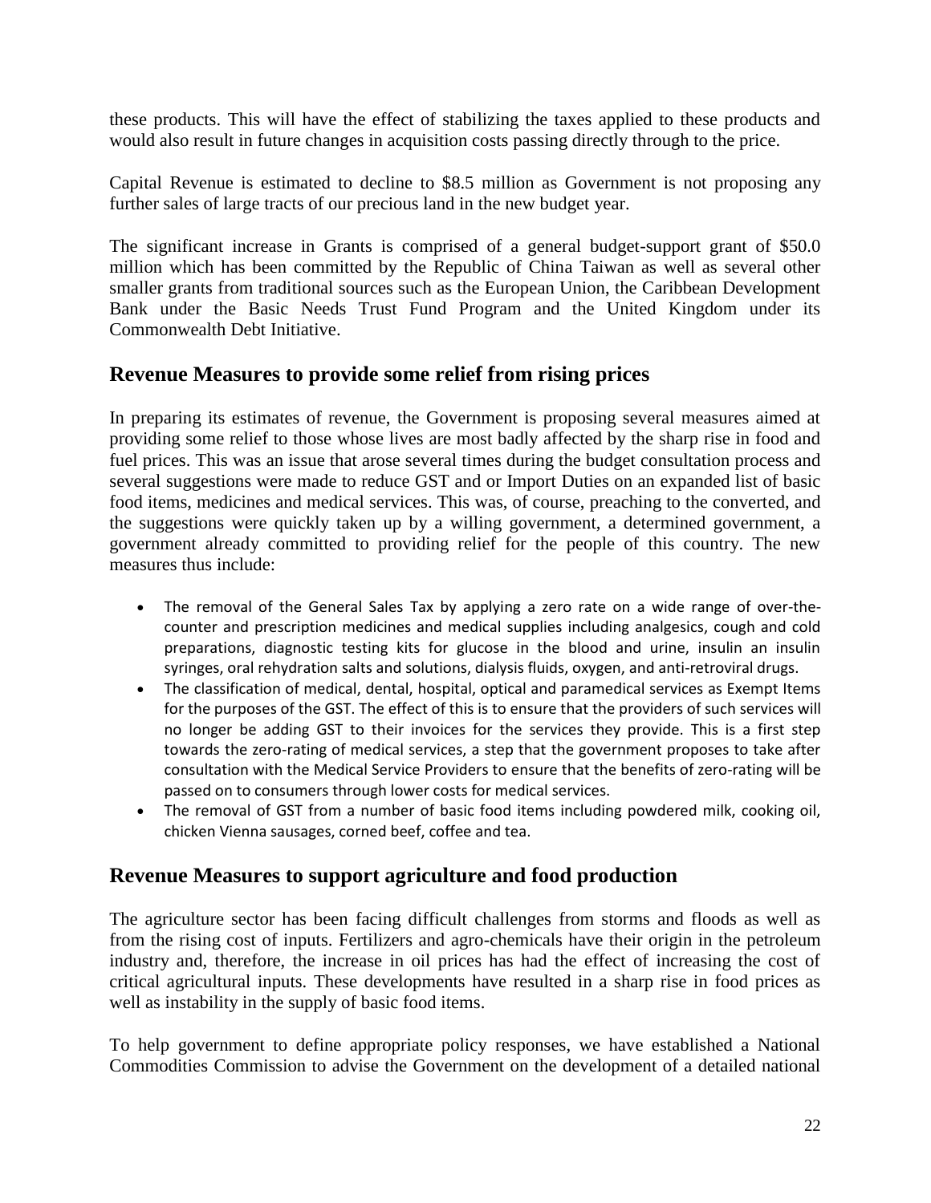these products. This will have the effect of stabilizing the taxes applied to these products and would also result in future changes in acquisition costs passing directly through to the price.

Capital Revenue is estimated to decline to $8.5 million as Government is not proposing any further sales of large tracts of our precious land in the new budget year.

The significant increase in Grants is comprised of a general budget-support grant of $50.0 million which has been committed by the Republic of China Taiwan as well as several other smaller grants from traditional sources such as the European Union, the Caribbean Development Bank under the Basic Needs Trust Fund Program and the United Kingdom under its Commonwealth Debt Initiative.

## Revenue Measures to provide some relief from rising prices

In preparing its estimates of revenue, the Government is proposing several measures aimed at providing some relief to those whose lives are most badly affected by the sharp rise in food and fuel prices. This was an issue that arose several times during the budget consultation process and several suggestions were made to reduce GST and or Import Duties on an expanded list of basic food items, medicines and medical services. This was, of course, preaching to the converted, and the suggestions were quickly taken up by a willing government, a determined government, a government already committed to providing relief for the people of this country. The new measures thus include:

- The removal of the General Sales Tax by applying a zero rate on a wide range of over-the-counter and prescription medicines and medical supplies including analgesics, cough and cold preparations, diagnostic testing kits for glucose in the blood and urine, insulin an insulin syringes, oral rehydration salts and solutions, dialysis fluids, oxygen, and anti-retroviral drugs.
- The classification of medical, dental, hospital, optical and paramedical services as Exempt Items for the purposes of the GST. The effect of this is to ensure that the providers of such services will no longer be adding GST to their invoices for the services they provide. This is a first step towards the zero-rating of medical services, a step that the government proposes to take after consultation with the Medical Service Providers to ensure that the benefits of zero-rating will be passed on to consumers through lower costs for medical services.
- The removal of GST from a number of basic food items including powdered milk, cooking oil, chicken Vienna sausages, corned beef, coffee and tea.

## Revenue Measures to support agriculture and food production

The agriculture sector has been facing difficult challenges from storms and floods as well as from the rising cost of inputs. Fertilizers and agro-chemicals have their origin in the petroleum industry and, therefore, the increase in oil prices has had the effect of increasing the cost of critical agricultural inputs. These developments have resulted in a sharp rise in food prices as well as instability in the supply of basic food items.

To help government to define appropriate policy responses, we have established a National Commodities Commission to advise the Government on the development of a detailed national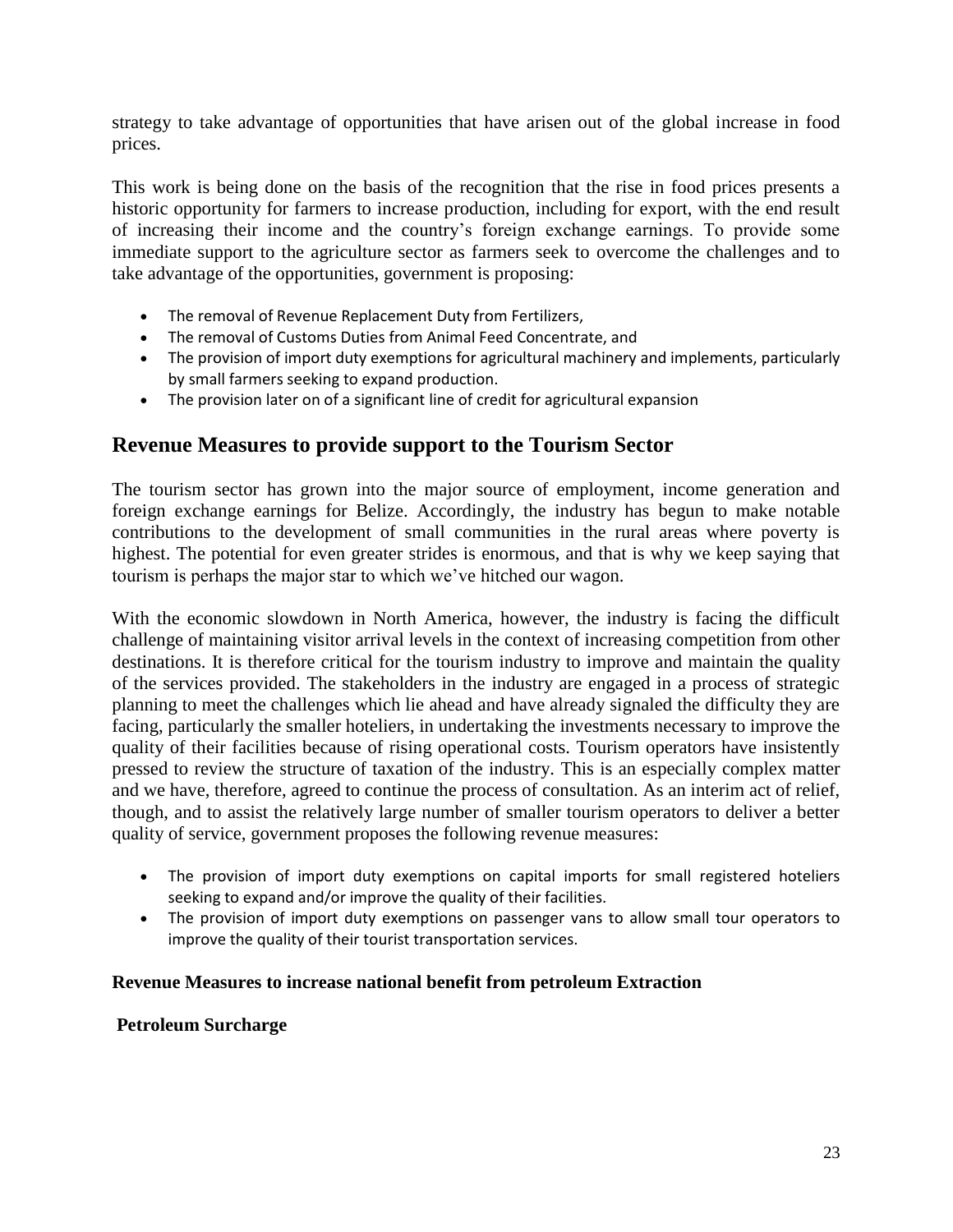strategy to take advantage of opportunities that have arisen out of the global increase in food prices.

This work is being done on the basis of the recognition that the rise in food prices presents a historic opportunity for farmers to increase production, including for export, with the end result of increasing their income and the country's foreign exchange earnings. To provide some immediate support to the agriculture sector as farmers seek to overcome the challenges and to take advantage of the opportunities, government is proposing:

- The removal of Revenue Replacement Duty from Fertilizers,
- The removal of Customs Duties from Animal Feed Concentrate, and
- The provision of import duty exemptions for agricultural machinery and implements, particularly by small farmers seeking to expand production.
- The provision later on of a significant line of credit for agricultural expansion

## Revenue Measures to provide support to the Tourism Sector

The tourism sector has grown into the major source of employment, income generation and foreign exchange earnings for Belize. Accordingly, the industry has begun to make notable contributions to the development of small communities in the rural areas where poverty is highest. The potential for even greater strides is enormous, and that is why we keep saying that tourism is perhaps the major star to which we've hitched our wagon.

With the economic slowdown in North America, however, the industry is facing the difficult challenge of maintaining visitor arrival levels in the context of increasing competition from other destinations. It is therefore critical for the tourism industry to improve and maintain the quality of the services provided. The stakeholders in the industry are engaged in a process of strategic planning to meet the challenges which lie ahead and have already signaled the difficulty they are facing, particularly the smaller hoteliers, in undertaking the investments necessary to improve the quality of their facilities because of rising operational costs. Tourism operators have insistently pressed to review the structure of taxation of the industry. This is an especially complex matter and we have, therefore, agreed to continue the process of consultation. As an interim act of relief, though, and to assist the relatively large number of smaller tourism operators to deliver a better quality of service, government proposes the following revenue measures:

- The provision of import duty exemptions on capital imports for small registered hoteliers seeking to expand and/or improve the quality of their facilities.
- The provision of import duty exemptions on passenger vans to allow small tour operators to improve the quality of their tourist transportation services.

### Revenue Measures to increase national benefit from petroleum Extraction

#### Petroleum Surcharge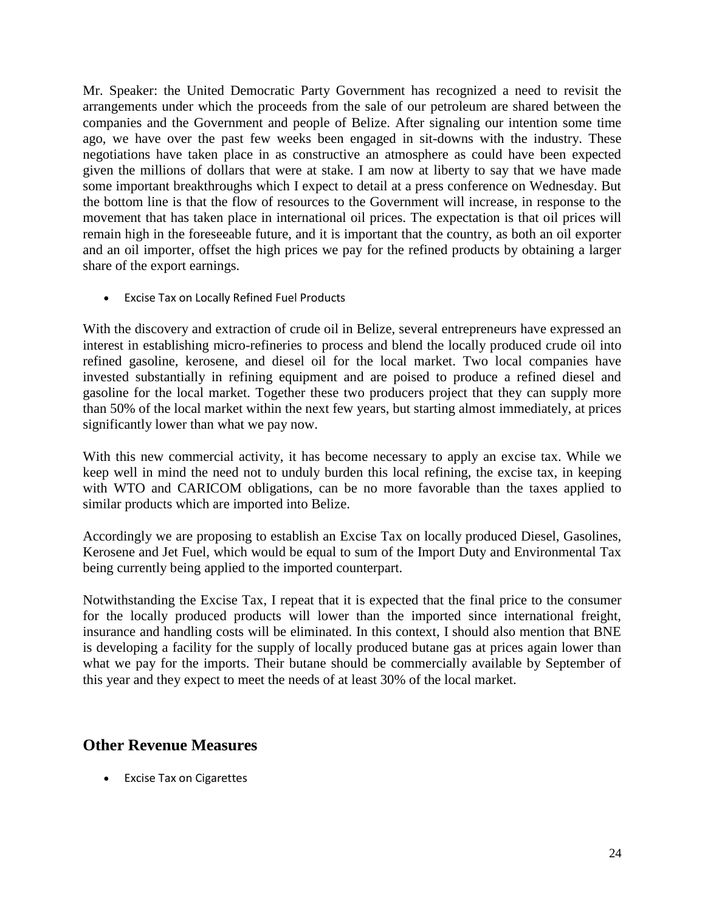Mr. Speaker: the United Democratic Party Government has recognized a need to revisit the arrangements under which the proceeds from the sale of our petroleum are shared between the companies and the Government and people of Belize. After signaling our intention some time ago, we have over the past few weeks been engaged in sit-downs with the industry. These negotiations have taken place in as constructive an atmosphere as could have been expected given the millions of dollars that were at stake. I am now at liberty to say that we have made some important breakthroughs which I expect to detail at a press conference on Wednesday. But the bottom line is that the flow of resources to the Government will increase, in response to the movement that has taken place in international oil prices. The expectation is that oil prices will remain high in the foreseeable future, and it is important that the country, as both an oil exporter and an oil importer, offset the high prices we pay for the refined products by obtaining a larger share of the export earnings.

- Excise Tax on Locally Refined Fuel Products

With the discovery and extraction of crude oil in Belize, several entrepreneurs have expressed an interest in establishing micro-refineries to process and blend the locally produced crude oil into refined gasoline, kerosene, and diesel oil for the local market. Two local companies have invested substantially in refining equipment and are poised to produce a refined diesel and gasoline for the local market. Together these two producers project that they can supply more than 50% of the local market within the next few years, but starting almost immediately, at prices significantly lower than what we pay now.

With this new commercial activity, it has become necessary to apply an excise tax. While we keep well in mind the need not to unduly burden this local refining, the excise tax, in keeping with WTO and CARICOM obligations, can be no more favorable than the taxes applied to similar products which are imported into Belize.

Accordingly we are proposing to establish an Excise Tax on locally produced Diesel, Gasolines, Kerosene and Jet Fuel, which would be equal to sum of the Import Duty and Environmental Tax being currently being applied to the imported counterpart.

Notwithstanding the Excise Tax, I repeat that it is expected that the final price to the consumer for the locally produced products will lower than the imported since international freight, insurance and handling costs will be eliminated. In this context, I should also mention that BNE is developing a facility for the supply of locally produced butane gas at prices again lower than what we pay for the imports. Their butane should be commercially available by September of this year and they expect to meet the needs of at least 30% of the local market.

## Other Revenue Measures

- Excise Tax on Cigarettes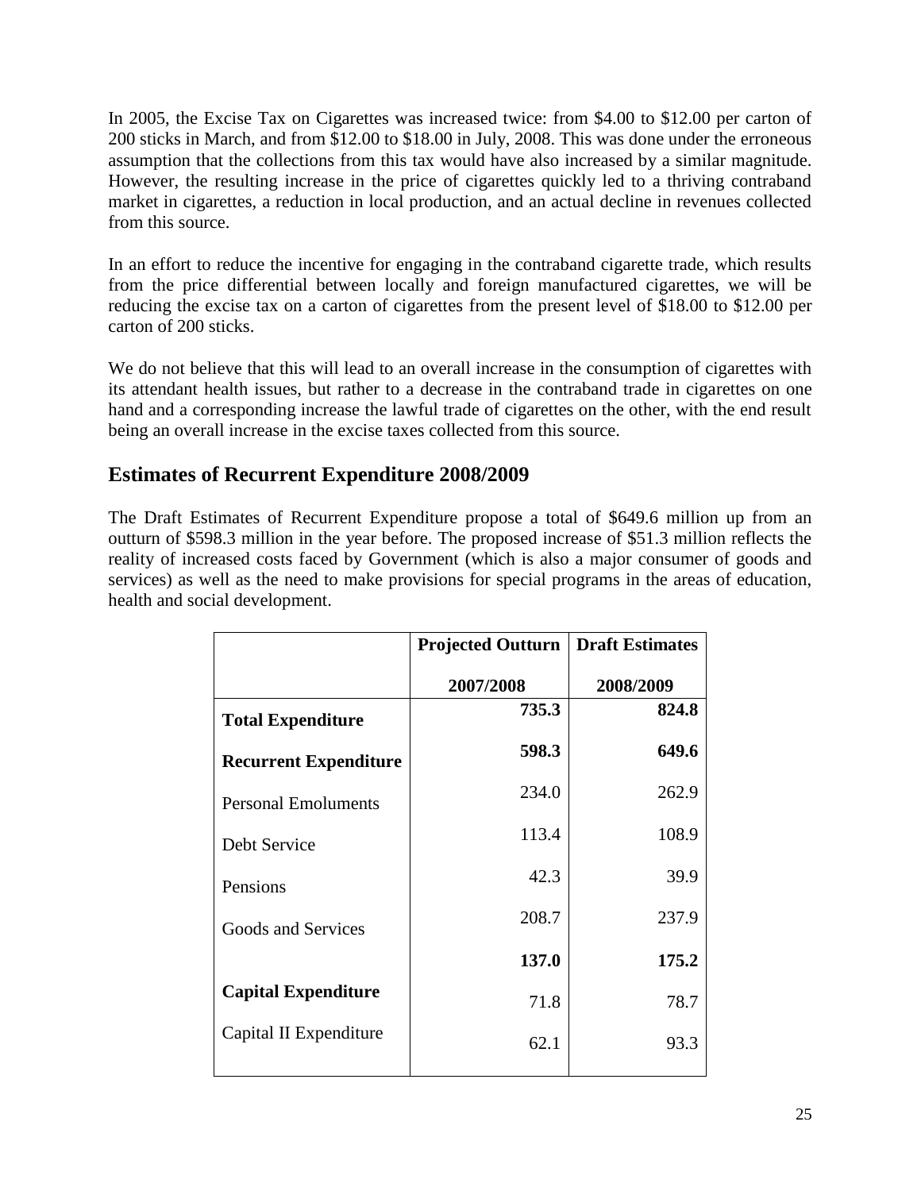In 2005, the Excise Tax on Cigarettes was increased twice: from $4.00 to $12.00 per carton of 200 sticks in March, and from $12.00 to $18.00 in July, 2008. This was done under the erroneous assumption that the collections from this tax would have also increased by a similar magnitude. However, the resulting increase in the price of cigarettes quickly led to a thriving contraband market in cigarettes, a reduction in local production, and an actual decline in revenues collected from this source.

In an effort to reduce the incentive for engaging in the contraband cigarette trade, which results from the price differential between locally and foreign manufactured cigarettes, we will be reducing the excise tax on a carton of cigarettes from the present level of $18.00 to $12.00 per carton of 200 sticks.

We do not believe that this will lead to an overall increase in the consumption of cigarettes with its attendant health issues, but rather to a decrease in the contraband trade in cigarettes on one hand and a corresponding increase the lawful trade of cigarettes on the other, with the end result being an overall increase in the excise taxes collected from this source.

## Estimates of Recurrent Expenditure 2008/2009

The Draft Estimates of Recurrent Expenditure propose a total of $649.6 million up from an outturn of $598.3 million in the year before. The proposed increase of $51.3 million reflects the reality of increased costs faced by Government (which is also a major consumer of goods and services) as well as the need to make provisions for special programs in the areas of education, health and social development.

| | **Projected Outturn** 2007/2008 | **Draft Estimates** 2008/2009 |
|---|---|---|
| **Total Expenditure** | **735.3** | **824.8** |
| **Recurrent Expenditure** | **598.3** | **649.6** |
| Personal Emoluments | 234.0 | 262.9 |
| Debt Service | 113.4 | 108.9 |
| Pensions | 42.3 | 39.9 |
| Goods and Services | 208.7 | 237.9 |
| | **137.0** | **175.2** |
| **Capital Expenditure** | 71.8 | 78.7 |
| Capital II Expenditure | 62.1 | 93.3 |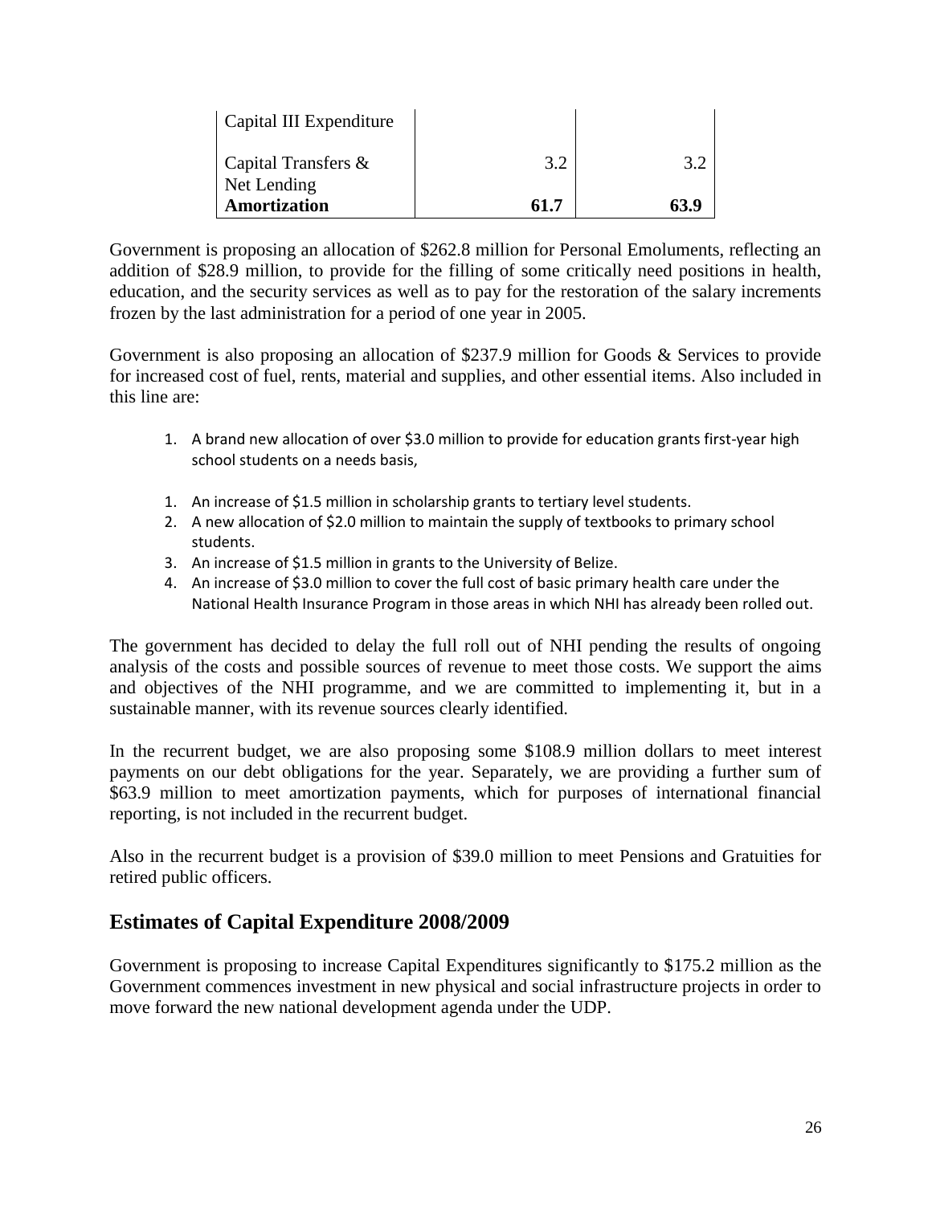| Capital III Expenditure | | |
|---|---|---|
| Capital Transfers & Net Lending | 3.2 | 3.2 |
| **Amortization** | **61.7** | **63.9** |

Government is proposing an allocation of $262.8 million for Personal Emoluments, reflecting an addition of $28.9 million, to provide for the filling of some critically need positions in health, education, and the security services as well as to pay for the restoration of the salary increments frozen by the last administration for a period of one year in 2005.

Government is also proposing an allocation of $237.9 million for Goods & Services to provide for increased cost of fuel, rents, material and supplies, and other essential items. Also included in this line are:

1. A brand new allocation of over $3.0 million to provide for education grants first-year high school students on a needs basis,

1. An increase of $1.5 million in scholarship grants to tertiary level students.
2. A new allocation of $2.0 million to maintain the supply of textbooks to primary school students.
3. An increase of $1.5 million in grants to the University of Belize.
4. An increase of $3.0 million to cover the full cost of basic primary health care under the National Health Insurance Program in those areas in which NHI has already been rolled out.

The government has decided to delay the full roll out of NHI pending the results of ongoing analysis of the costs and possible sources of revenue to meet those costs. We support the aims and objectives of the NHI programme, and we are committed to implementing it, but in a sustainable manner, with its revenue sources clearly identified.

In the recurrent budget, we are also proposing some $108.9 million dollars to meet interest payments on our debt obligations for the year. Separately, we are providing a further sum of $63.9 million to meet amortization payments, which for purposes of international financial reporting, is not included in the recurrent budget.

Also in the recurrent budget is a provision of $39.0 million to meet Pensions and Gratuities for retired public officers.

## Estimates of Capital Expenditure 2008/2009

Government is proposing to increase Capital Expenditures significantly to $175.2 million as the Government commences investment in new physical and social infrastructure projects in order to move forward the new national development agenda under the UDP.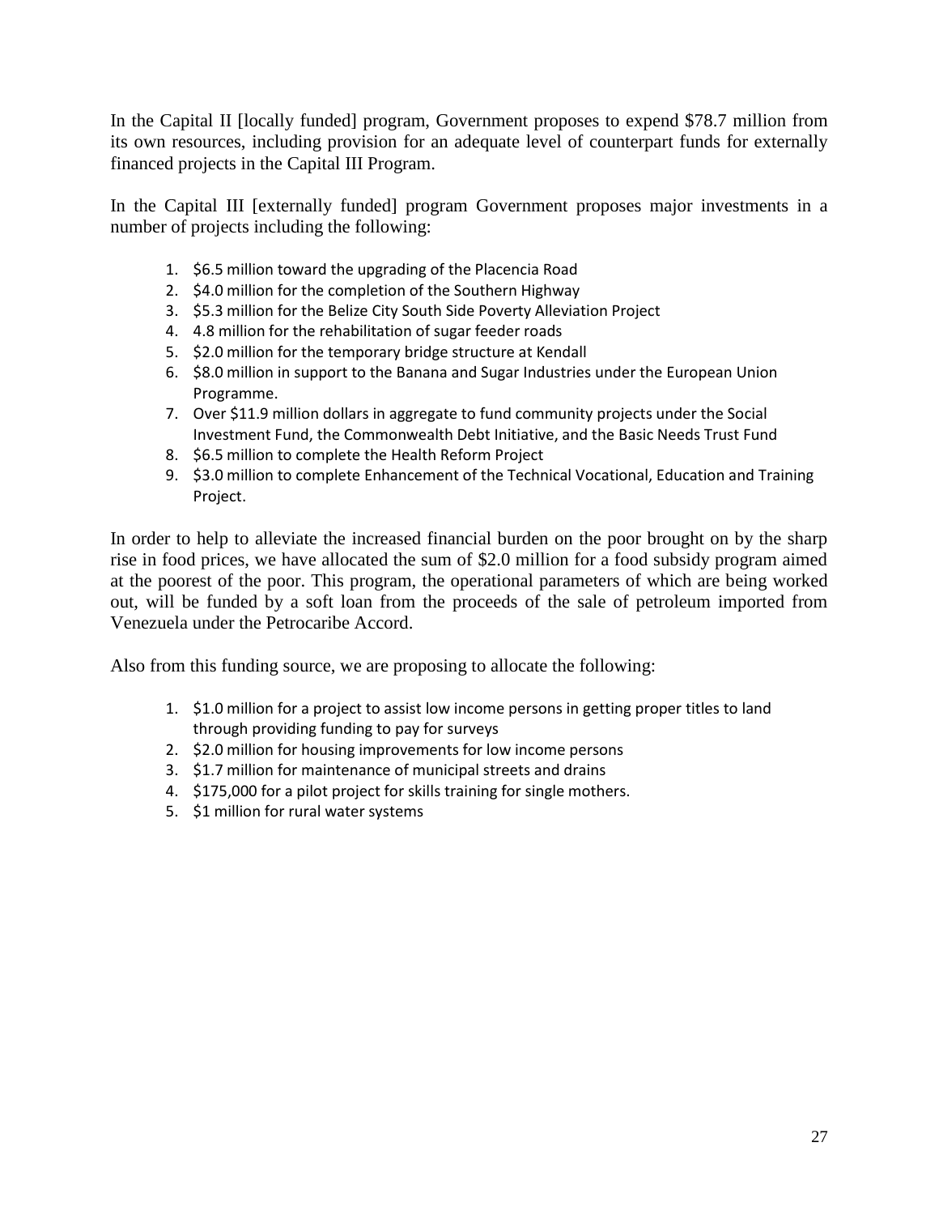In the Capital II [locally funded] program, Government proposes to expend $78.7 million from its own resources, including provision for an adequate level of counterpart funds for externally financed projects in the Capital III Program.

In the Capital III [externally funded] program Government proposes major investments in a number of projects including the following:

1. $6.5 million toward the upgrading of the Placencia Road
2. $4.0 million for the completion of the Southern Highway
3. $5.3 million for the Belize City South Side Poverty Alleviation Project
4. 4.8 million for the rehabilitation of sugar feeder roads
5. $2.0 million for the temporary bridge structure at Kendall
6. $8.0 million in support to the Banana and Sugar Industries under the European Union Programme.
7. Over $11.9 million dollars in aggregate to fund community projects under the Social Investment Fund, the Commonwealth Debt Initiative, and the Basic Needs Trust Fund
8. $6.5 million to complete the Health Reform Project
9. $3.0 million to complete Enhancement of the Technical Vocational, Education and Training Project.

In order to help to alleviate the increased financial burden on the poor brought on by the sharp rise in food prices, we have allocated the sum of $2.0 million for a food subsidy program aimed at the poorest of the poor. This program, the operational parameters of which are being worked out, will be funded by a soft loan from the proceeds of the sale of petroleum imported from Venezuela under the Petrocaribe Accord.

Also from this funding source, we are proposing to allocate the following:

1. $1.0 million for a project to assist low income persons in getting proper titles to land through providing funding to pay for surveys
2. $2.0 million for housing improvements for low income persons
3. $1.7 million for maintenance of municipal streets and drains
4. $175,000 for a pilot project for skills training for single mothers.
5. $1 million for rural water systems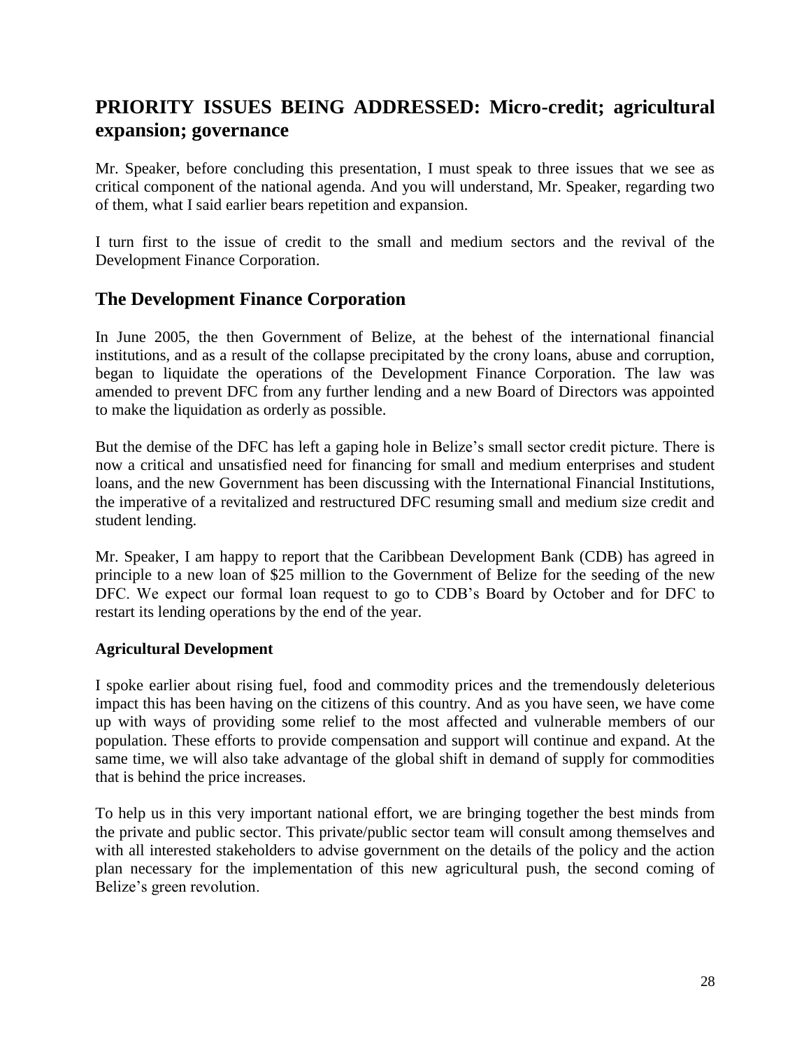## PRIORITY ISSUES BEING ADDRESSED: Micro-credit; agricultural expansion; governance

Mr. Speaker, before concluding this presentation, I must speak to three issues that we see as critical component of the national agenda. And you will understand, Mr. Speaker, regarding two of them, what I said earlier bears repetition and expansion.

I turn first to the issue of credit to the small and medium sectors and the revival of the Development Finance Corporation.

## The Development Finance Corporation

In June 2005, the then Government of Belize, at the behest of the international financial institutions, and as a result of the collapse precipitated by the crony loans, abuse and corruption, began to liquidate the operations of the Development Finance Corporation. The law was amended to prevent DFC from any further lending and a new Board of Directors was appointed to make the liquidation as orderly as possible.

But the demise of the DFC has left a gaping hole in Belize's small sector credit picture. There is now a critical and unsatisfied need for financing for small and medium enterprises and student loans, and the new Government has been discussing with the International Financial Institutions, the imperative of a revitalized and restructured DFC resuming small and medium size credit and student lending.

Mr. Speaker, I am happy to report that the Caribbean Development Bank (CDB) has agreed in principle to a new loan of $25 million to the Government of Belize for the seeding of the new DFC. We expect our formal loan request to go to CDB's Board by October and for DFC to restart its lending operations by the end of the year.

### Agricultural Development

I spoke earlier about rising fuel, food and commodity prices and the tremendously deleterious impact this has been having on the citizens of this country. And as you have seen, we have come up with ways of providing some relief to the most affected and vulnerable members of our population. These efforts to provide compensation and support will continue and expand. At the same time, we will also take advantage of the global shift in demand of supply for commodities that is behind the price increases.

To help us in this very important national effort, we are bringing together the best minds from the private and public sector. This private/public sector team will consult among themselves and with all interested stakeholders to advise government on the details of the policy and the action plan necessary for the implementation of this new agricultural push, the second coming of Belize's green revolution.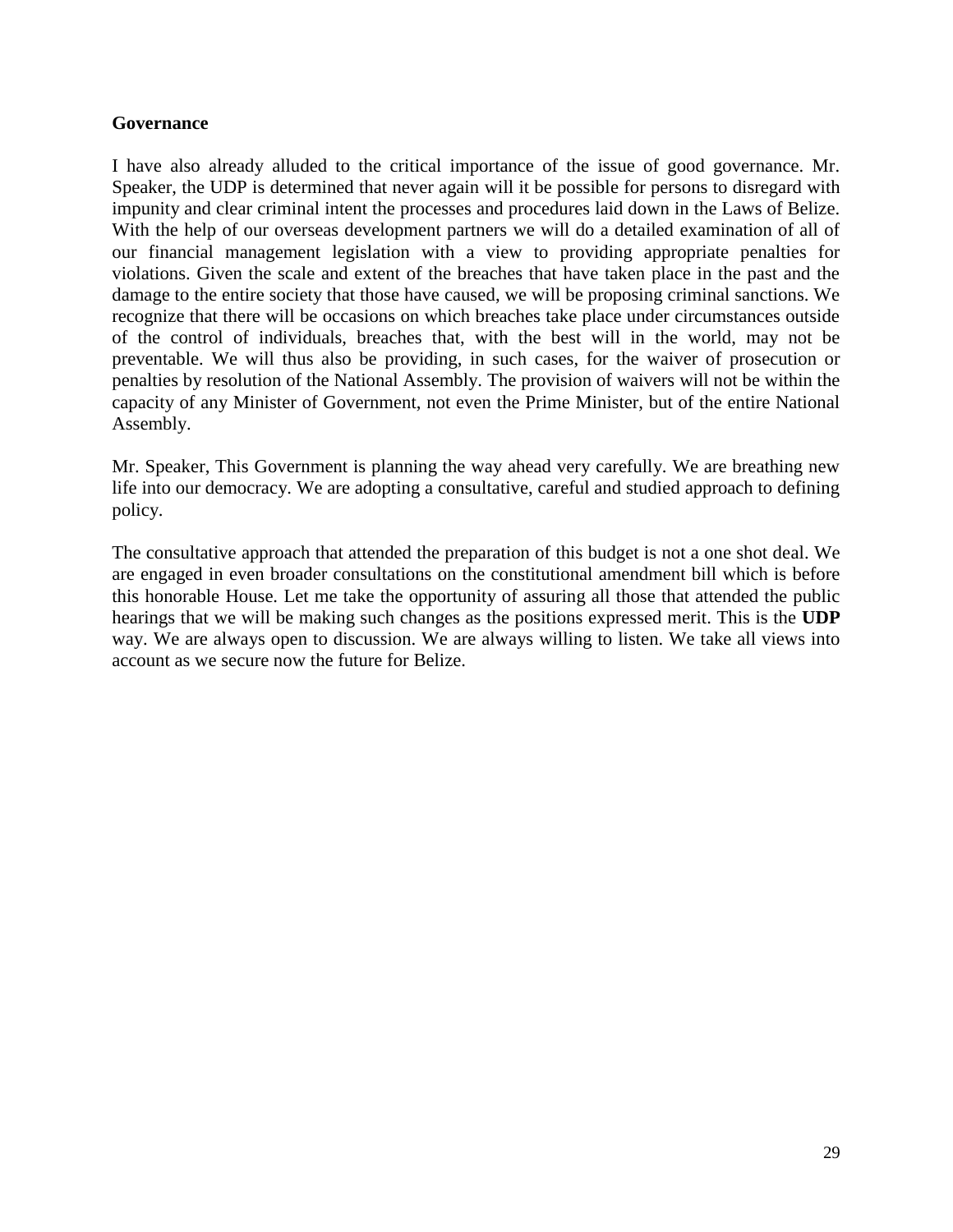**Governance**

I have also already alluded to the critical importance of the issue of good governance. Mr. Speaker, the UDP is determined that never again will it be possible for persons to disregard with impunity and clear criminal intent the processes and procedures laid down in the Laws of Belize. With the help of our overseas development partners we will do a detailed examination of all of our financial management legislation with a view to providing appropriate penalties for violations. Given the scale and extent of the breaches that have taken place in the past and the damage to the entire society that those have caused, we will be proposing criminal sanctions. We recognize that there will be occasions on which breaches take place under circumstances outside of the control of individuals, breaches that, with the best will in the world, may not be preventable. We will thus also be providing, in such cases, for the waiver of prosecution or penalties by resolution of the National Assembly. The provision of waivers will not be within the capacity of any Minister of Government, not even the Prime Minister, but of the entire National Assembly.

Mr. Speaker, This Government is planning the way ahead very carefully. We are breathing new life into our democracy. We are adopting a consultative, careful and studied approach to defining policy.

The consultative approach that attended the preparation of this budget is not a one shot deal. We are engaged in even broader consultations on the constitutional amendment bill which is before this honorable House. Let me take the opportunity of assuring all those that attended the public hearings that we will be making such changes as the positions expressed merit. This is the **UDP** way. We are always open to discussion. We are always willing to listen. We take all views into account as we secure now the future for Belize.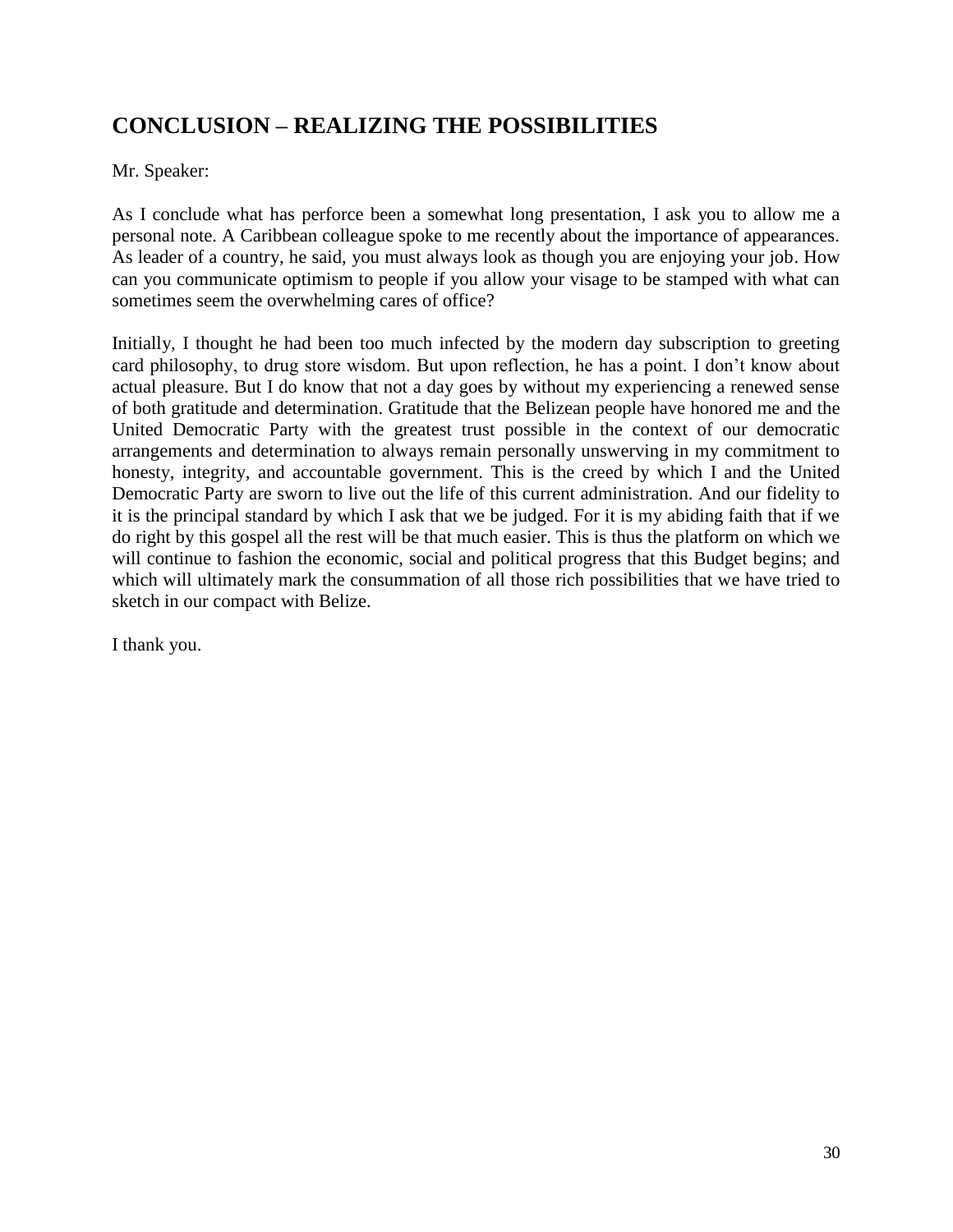## CONCLUSION – REALIZING THE POSSIBILITIES

Mr. Speaker:

As I conclude what has perforce been a somewhat long presentation, I ask you to allow me a personal note. A Caribbean colleague spoke to me recently about the importance of appearances. As leader of a country, he said, you must always look as though you are enjoying your job. How can you communicate optimism to people if you allow your visage to be stamped with what can sometimes seem the overwhelming cares of office?

Initially, I thought he had been too much infected by the modern day subscription to greeting card philosophy, to drug store wisdom. But upon reflection, he has a point. I don't know about actual pleasure. But I do know that not a day goes by without my experiencing a renewed sense of both gratitude and determination. Gratitude that the Belizean people have honored me and the United Democratic Party with the greatest trust possible in the context of our democratic arrangements and determination to always remain personally unswerving in my commitment to honesty, integrity, and accountable government. This is the creed by which I and the United Democratic Party are sworn to live out the life of this current administration. And our fidelity to it is the principal standard by which I ask that we be judged. For it is my abiding faith that if we do right by this gospel all the rest will be that much easier. This is thus the platform on which we will continue to fashion the economic, social and political progress that this Budget begins; and which will ultimately mark the consummation of all those rich possibilities that we have tried to sketch in our compact with Belize.

I thank you.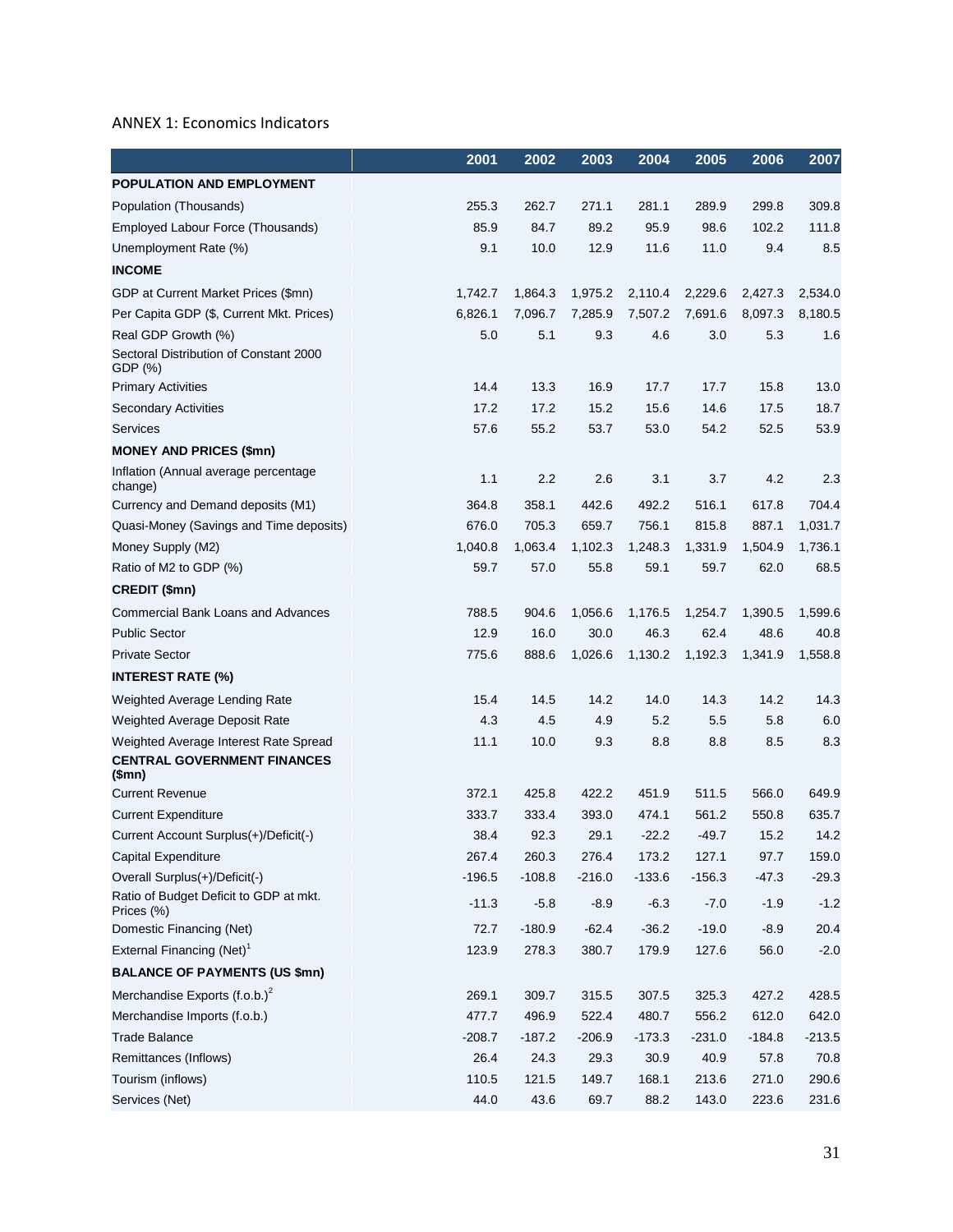ANNEX 1: Economics Indicators

| | 2001 | 2002 | 2003 | 2004 | 2005 | 2006 | 2007 |
|---|---|---|---|---|---|---|---|
| **POPULATION AND EMPLOYMENT** | | | | | | | |
| Population (Thousands) | 255.3 | 262.7 | 271.1 | 281.1 | 289.9 | 299.8 | 309.8 |
| Employed Labour Force (Thousands) | 85.9 | 84.7 | 89.2 | 95.9 | 98.6 | 102.2 | 111.8 |
| Unemployment Rate (%) | 9.1 | 10.0 | 12.9 | 11.6 | 11.0 | 9.4 | 8.5 |
| **INCOME** | | | | | | | |
| GDP at Current Market Prices ($mn) | 1,742.7 | 1,864.3 | 1,975.2 | 2,110.4 | 2,229.6 | 2,427.3 | 2,534.0 |
| Per Capita GDP ($, Current Mkt. Prices) | 6,826.1 | 7,096.7 | 7,285.9 | 7,507.2 | 7,691.6 | 8,097.3 | 8,180.5 |
| Real GDP Growth (%) | 5.0 | 5.1 | 9.3 | 4.6 | 3.0 | 5.3 | 1.6 |
| Sectoral Distribution of Constant 2000 GDP (%) | | | | | | | |
| Primary Activities | 14.4 | 13.3 | 16.9 | 17.7 | 17.7 | 15.8 | 13.0 |
| Secondary Activities | 17.2 | 17.2 | 15.2 | 15.6 | 14.6 | 17.5 | 18.7 |
| Services | 57.6 | 55.2 | 53.7 | 53.0 | 54.2 | 52.5 | 53.9 |
| **MONEY AND PRICES ($mn)** | | | | | | | |
| Inflation (Annual average percentage change) | 1.1 | 2.2 | 2.6 | 3.1 | 3.7 | 4.2 | 2.3 |
| Currency and Demand deposits (M1) | 364.8 | 358.1 | 442.6 | 492.2 | 516.1 | 617.8 | 704.4 |
| Quasi-Money (Savings and Time deposits) | 676.0 | 705.3 | 659.7 | 756.1 | 815.8 | 887.1 | 1,031.7 |
| Money Supply (M2) | 1,040.8 | 1,063.4 | 1,102.3 | 1,248.3 | 1,331.9 | 1,504.9 | 1,736.1 |
| Ratio of M2 to GDP (%) | 59.7 | 57.0 | 55.8 | 59.1 | 59.7 | 62.0 | 68.5 |
| **CREDIT ($mn)** | | | | | | | |
| Commercial Bank Loans and Advances | 788.5 | 904.6 | 1,056.6 | 1,176.5 | 1,254.7 | 1,390.5 | 1,599.6 |
| Public Sector | 12.9 | 16.0 | 30.0 | 46.3 | 62.4 | 48.6 | 40.8 |
| Private Sector | 775.6 | 888.6 | 1,026.6 | 1,130.2 | 1,192.3 | 1,341.9 | 1,558.8 |
| **INTEREST RATE (%)** | | | | | | | |
| Weighted Average Lending Rate | 15.4 | 14.5 | 14.2 | 14.0 | 14.3 | 14.2 | 14.3 |
| Weighted Average Deposit Rate | 4.3 | 4.5 | 4.9 | 5.2 | 5.5 | 5.8 | 6.0 |
| Weighted Average Interest Rate Spread | 11.1 | 10.0 | 9.3 | 8.8 | 8.8 | 8.5 | 8.3 |
| **CENTRAL GOVERNMENT FINANCES ($mn)** | | | | | | | |
| Current Revenue | 372.1 | 425.8 | 422.2 | 451.9 | 511.5 | 566.0 | 649.9 |
| Current Expenditure | 333.7 | 333.4 | 393.0 | 474.1 | 561.2 | 550.8 | 635.7 |
| Current Account Surplus(+)/Deficit(-) | 38.4 | 92.3 | 29.1 | -22.2 | -49.7 | 15.2 | 14.2 |
| Capital Expenditure | 267.4 | 260.3 | 276.4 | 173.2 | 127.1 | 97.7 | 159.0 |
| Overall Surplus(+)/Deficit(-) | -196.5 | -108.8 | -216.0 | -133.6 | -156.3 | -47.3 | -29.3 |
| Ratio of Budget Deficit to GDP at mkt. Prices (%) | -11.3 | -5.8 | -8.9 | -6.3 | -7.0 | -1.9 | -1.2 |
| Domestic Financing (Net) | 72.7 | -180.9 | -62.4 | -36.2 | -19.0 | -8.9 | 20.4 |
| External Financing (Net)[1] | 123.9 | 278.3 | 380.7 | 179.9 | 127.6 | 56.0 | -2.0 |
| **BALANCE OF PAYMENTS (US $mn)** | | | | | | | |
| Merchandise Exports (f.o.b.)[2] | 269.1 | 309.7 | 315.5 | 307.5 | 325.3 | 427.2 | 428.5 |
| Merchandise Imports (f.o.b.) | 477.7 | 496.9 | 522.4 | 480.7 | 556.2 | 612.0 | 642.0 |
| Trade Balance | -208.7 | -187.2 | -206.9 | -173.3 | -231.0 | -184.8 | -213.5 |
| Remittances (Inflows) | 26.4 | 24.3 | 29.3 | 30.9 | 40.9 | 57.8 | 70.8 |
| Tourism (inflows) | 110.5 | 121.5 | 149.7 | 168.1 | 213.6 | 271.0 | 290.6 |
| Services (Net) | 44.0 | 43.6 | 69.7 | 88.2 | 143.0 | 223.6 | 231.6 |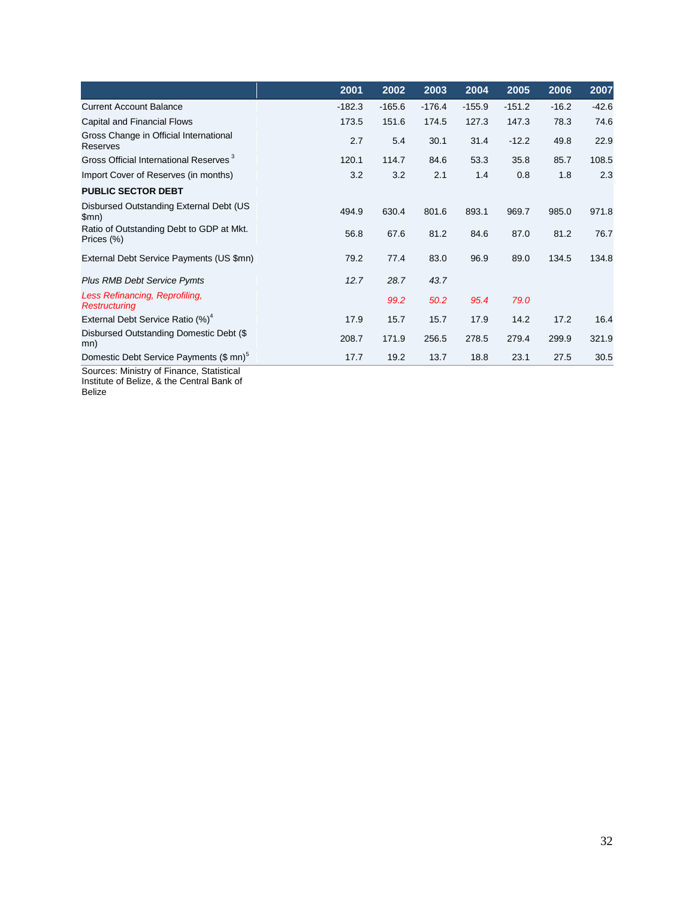| | 2001 | 2002 | 2003 | 2004 | 2005 | 2006 | 2007 |
|---|---|---|---|---|---|---|---|
| Current Account Balance | -182.3 | -165.6 | -176.4 | -155.9 | -151.2 | -16.2 | -42.6 |
| Capital and Financial Flows | 173.5 | 151.6 | 174.5 | 127.3 | 147.3 | 78.3 | 74.6 |
| Gross Change in Official International Reserves | 2.7 | 5.4 | 30.1 | 31.4 | -12.2 | 49.8 | 22.9 |
| Gross Official International Reserves [3] | 120.1 | 114.7 | 84.6 | 53.3 | 35.8 | 85.7 | 108.5 |
| Import Cover of Reserves (in months) | 3.2 | 3.2 | 2.1 | 1.4 | 0.8 | 1.8 | 2.3 |
| **PUBLIC SECTOR DEBT** | | | | | | | |
| Disbursed Outstanding External Debt (US $mn) | 494.9 | 630.4 | 801.6 | 893.1 | 969.7 | 985.0 | 971.8 |
| Ratio of Outstanding Debt to GDP at Mkt. Prices (%) | 56.8 | 67.6 | 81.2 | 84.6 | 87.0 | 81.2 | 76.7 |
| External Debt Service Payments (US $mn) | 79.2 | 77.4 | 83.0 | 96.9 | 89.0 | 134.5 | 134.8 |
| *Plus RMB Debt Service Pymts* | *12.7* | *28.7* | *43.7* | | | | |
| *Less Refinancing, Reprofiling, Restructuring* | | *99.2* | *50.2* | *95.4* | *79.0* | | |
| External Debt Service Ratio (%)[4] | 17.9 | 15.7 | 15.7 | 17.9 | 14.2 | 17.2 | 16.4 |
| Disbursed Outstanding Domestic Debt ($ mn) | 208.7 | 171.9 | 256.5 | 278.5 | 279.4 | 299.9 | 321.9 |
| Domestic Debt Service Payments ($ mn)[5] | 17.7 | 19.2 | 13.7 | 18.8 | 23.1 | 27.5 | 30.5 |

Sources: Ministry of Finance, Statistical Institute of Belize, & the Central Bank of Belize